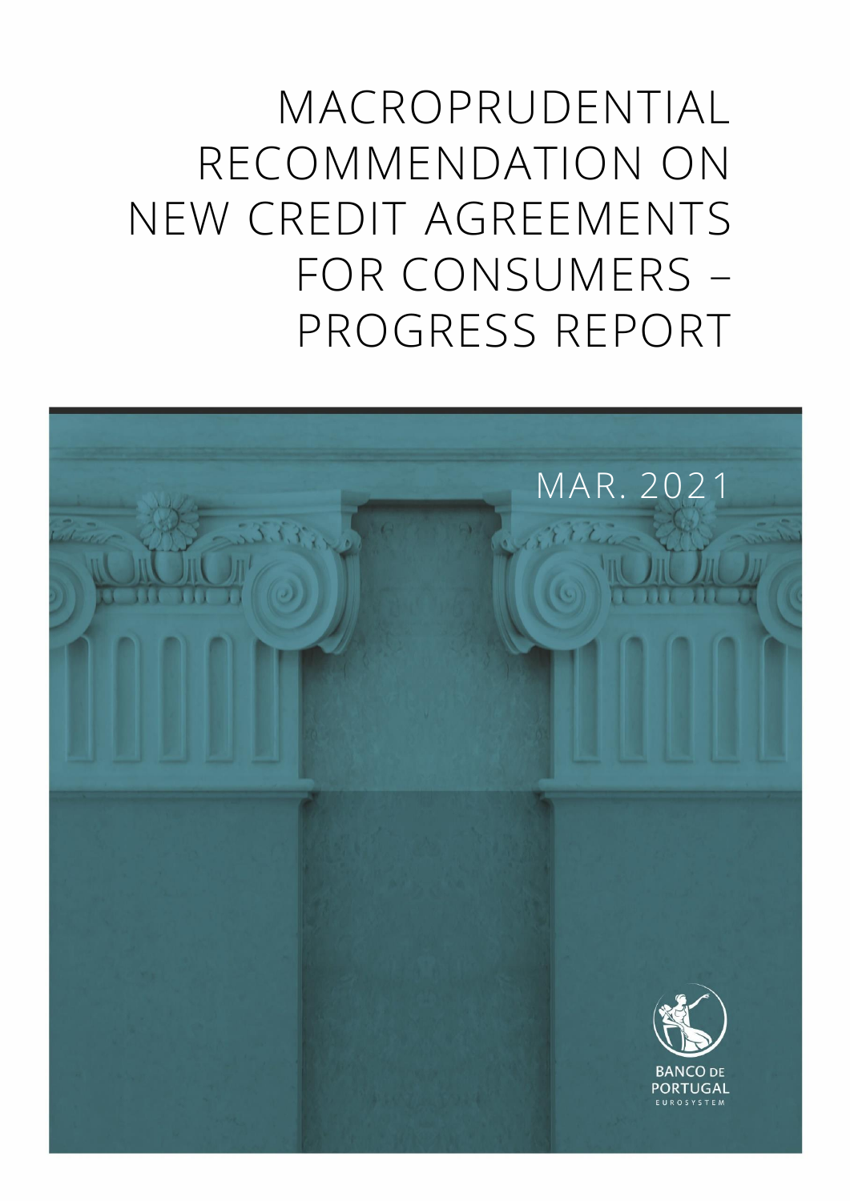# MACROPRUDENTIAL RECOMMENDATION ON NEW CREDIT AGREEMENTS FOR CONSUMERS – PROGRESS REPORT

MAR. 2021

BANCO DE PORTUGAL
EUROSYSTEM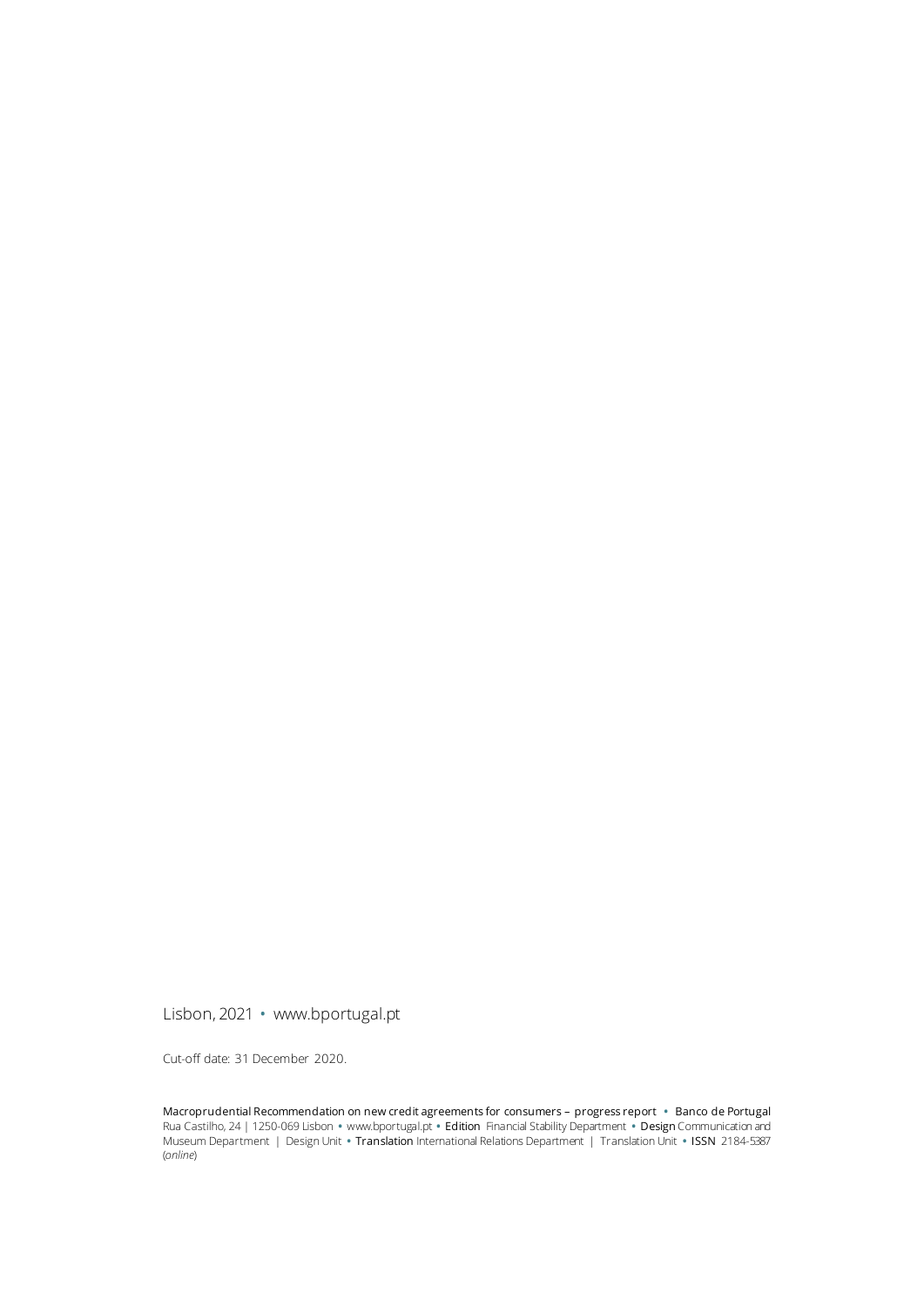Lisbon, 2021 • www.bportugal.pt

Cut-off date: 31 December 2020.

Macroprudential Recommendation on new credit agreements for consumers – progress report • Banco de Portugal Rua Castilho, 24 | 1250-069 Lisbon • www.bportugal.pt • Edition Financial Stability Department • Design Communication and Museum Department | Design Unit • Translation International Relations Department | Translation Unit • ISSN 2184-5387 (*online*)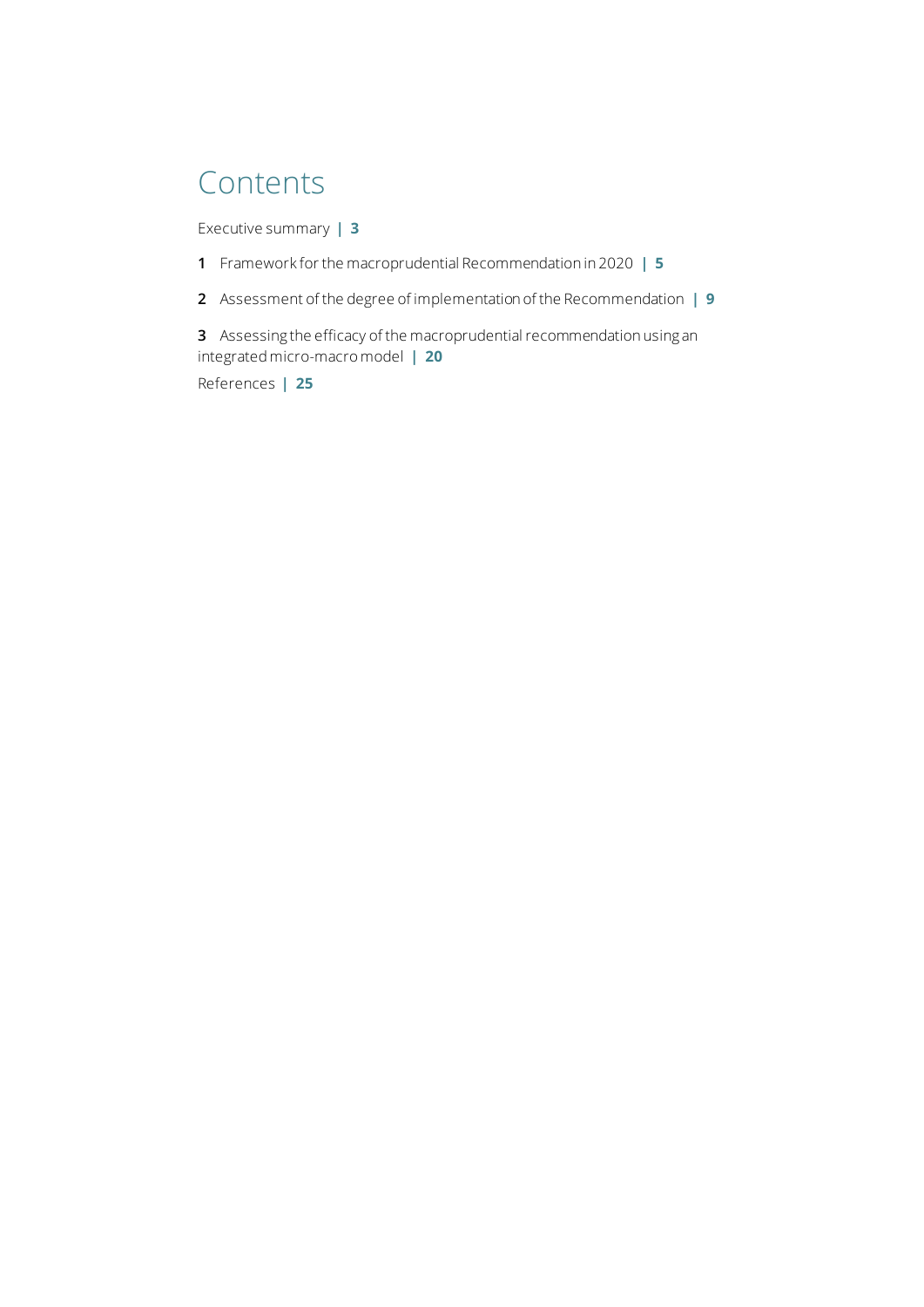# Contents

Executive summary | **3**

**1** Framework for the macroprudential Recommendation in 2020 | **5**

**2** Assessment of the degree of implementation of the Recommendation | **9**

**3** Assessing the efficacy of the macroprudential recommendation using an integrated micro-macro model | **20**

References | **25**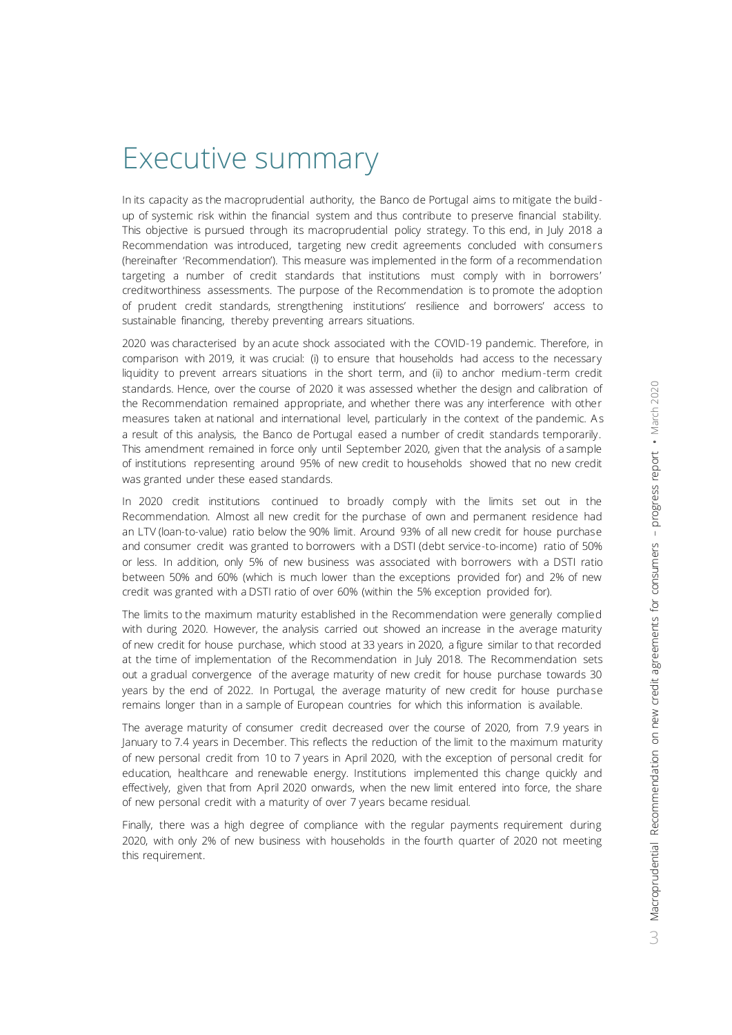# Executive summary

In its capacity as the macroprudential authority, the Banco de Portugal aims to mitigate the build-up of systemic risk within the financial system and thus contribute to preserve financial stability. This objective is pursued through its macroprudential policy strategy. To this end, in July 2018 a Recommendation was introduced, targeting new credit agreements concluded with consumers (hereinafter 'Recommendation'). This measure was implemented in the form of a recommendation targeting a number of credit standards that institutions must comply with in borrowers' creditworthiness assessments. The purpose of the Recommendation is to promote the adoption of prudent credit standards, strengthening institutions' resilience and borrowers' access to sustainable financing, thereby preventing arrears situations.

2020 was characterised by an acute shock associated with the COVID-19 pandemic. Therefore, in comparison with 2019, it was crucial: (i) to ensure that households had access to the necessary liquidity to prevent arrears situations in the short term, and (ii) to anchor medium-term credit standards. Hence, over the course of 2020 it was assessed whether the design and calibration of the Recommendation remained appropriate, and whether there was any interference with other measures taken at national and international level, particularly in the context of the pandemic. As a result of this analysis, the Banco de Portugal eased a number of credit standards temporarily. This amendment remained in force only until September 2020, given that the analysis of a sample of institutions representing around 95% of new credit to households showed that no new credit was granted under these eased standards.

In 2020 credit institutions continued to broadly comply with the limits set out in the Recommendation. Almost all new credit for the purchase of own and permanent residence had an LTV (loan-to-value) ratio below the 90% limit. Around 93% of all new credit for house purchase and consumer credit was granted to borrowers with a DSTI (debt service-to-income) ratio of 50% or less. In addition, only 5% of new business was associated with borrowers with a DSTI ratio between 50% and 60% (which is much lower than the exceptions provided for) and 2% of new credit was granted with a DSTI ratio of over 60% (within the 5% exception provided for).

The limits to the maximum maturity established in the Recommendation were generally complied with during 2020. However, the analysis carried out showed an increase in the average maturity of new credit for house purchase, which stood at 33 years in 2020, a figure similar to that recorded at the time of implementation of the Recommendation in July 2018. The Recommendation sets out a gradual convergence of the average maturity of new credit for house purchase towards 30 years by the end of 2022. In Portugal, the average maturity of new credit for house purchase remains longer than in a sample of European countries for which this information is available.

The average maturity of consumer credit decreased over the course of 2020, from 7.9 years in January to 7.4 years in December. This reflects the reduction of the limit to the maximum maturity of new personal credit from 10 to 7 years in April 2020, with the exception of personal credit for education, healthcare and renewable energy. Institutions implemented this change quickly and effectively, given that from April 2020 onwards, when the new limit entered into force, the share of new personal credit with a maturity of over 7 years became residual.

Finally, there was a high degree of compliance with the regular payments requirement during 2020, with only 2% of new business with households in the fourth quarter of 2020 not meeting this requirement.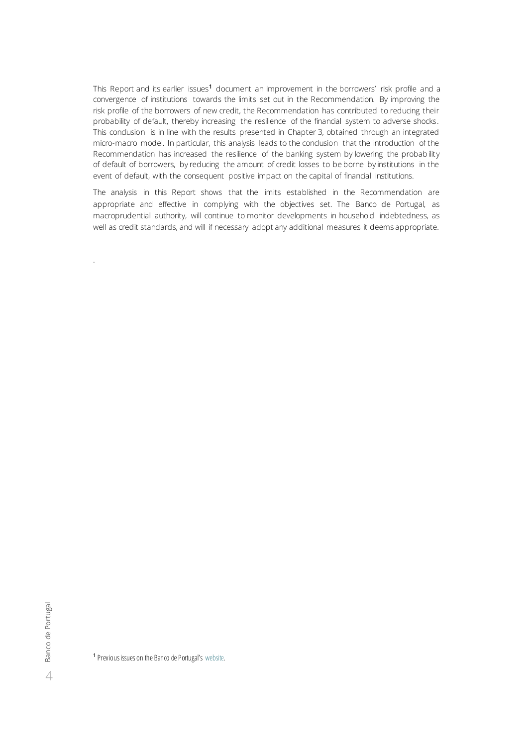This Report and its earlier issues[1] document an improvement in the borrowers' risk profile and a convergence of institutions towards the limits set out in the Recommendation. By improving the risk profile of the borrowers of new credit, the Recommendation has contributed to reducing their probability of default, thereby increasing the resilience of the financial system to adverse shocks. This conclusion is in line with the results presented in Chapter 3, obtained through an integrated micro-macro model. In particular, this analysis leads to the conclusion that the introduction of the Recommendation has increased the resilience of the banking system by lowering the probability of default of borrowers, by reducing the amount of credit losses to be borne by institutions in the event of default, with the consequent positive impact on the capital of financial institutions.

The analysis in this Report shows that the limits established in the Recommendation are appropriate and effective in complying with the objectives set. The Banco de Portugal, as macroprudential authority, will continue to monitor developments in household indebtedness, as well as credit standards, and will if necessary adopt any additional measures it deems appropriate.

[1] Previous issues on the Banco de Portugal's website.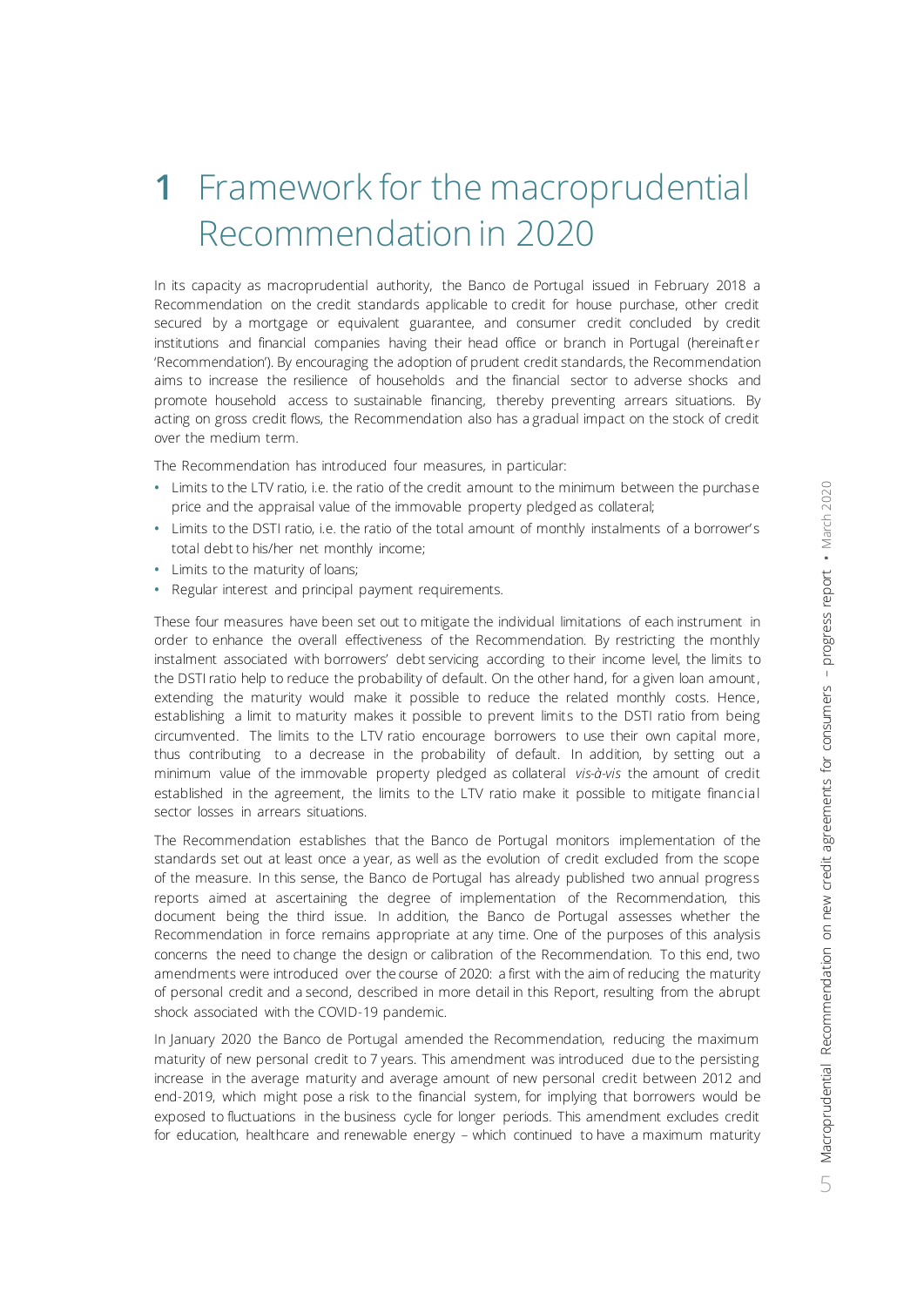# 1 Framework for the macroprudential Recommendation in 2020

In its capacity as macroprudential authority, the Banco de Portugal issued in February 2018 a Recommendation on the credit standards applicable to credit for house purchase, other credit secured by a mortgage or equivalent guarantee, and consumer credit concluded by credit institutions and financial companies having their head office or branch in Portugal (hereinafter 'Recommendation'). By encouraging the adoption of prudent credit standards, the Recommendation aims to increase the resilience of households and the financial sector to adverse shocks and promote household access to sustainable financing, thereby preventing arrears situations. By acting on gross credit flows, the Recommendation also has a gradual impact on the stock of credit over the medium term.

The Recommendation has introduced four measures, in particular:

- Limits to the LTV ratio, i.e. the ratio of the credit amount to the minimum between the purchase price and the appraisal value of the immovable property pledged as collateral;
- Limits to the DSTI ratio, i.e. the ratio of the total amount of monthly instalments of a borrower's total debt to his/her net monthly income;
- Limits to the maturity of loans;
- Regular interest and principal payment requirements.

These four measures have been set out to mitigate the individual limitations of each instrument in order to enhance the overall effectiveness of the Recommendation. By restricting the monthly instalment associated with borrowers' debt servicing according to their income level, the limits to the DSTI ratio help to reduce the probability of default. On the other hand, for a given loan amount, extending the maturity would make it possible to reduce the related monthly costs. Hence, establishing a limit to maturity makes it possible to prevent limits to the DSTI ratio from being circumvented. The limits to the LTV ratio encourage borrowers to use their own capital more, thus contributing to a decrease in the probability of default. In addition, by setting out a minimum value of the immovable property pledged as collateral *vis-à-vis* the amount of credit established in the agreement, the limits to the LTV ratio make it possible to mitigate financial sector losses in arrears situations.

The Recommendation establishes that the Banco de Portugal monitors implementation of the standards set out at least once a year, as well as the evolution of credit excluded from the scope of the measure. In this sense, the Banco de Portugal has already published two annual progress reports aimed at ascertaining the degree of implementation of the Recommendation, this document being the third issue. In addition, the Banco de Portugal assesses whether the Recommendation in force remains appropriate at any time. One of the purposes of this analysis concerns the need to change the design or calibration of the Recommendation. To this end, two amendments were introduced over the course of 2020: a first with the aim of reducing the maturity of personal credit and a second, described in more detail in this Report, resulting from the abrupt shock associated with the COVID-19 pandemic.

In January 2020 the Banco de Portugal amended the Recommendation, reducing the maximum maturity of new personal credit to 7 years. This amendment was introduced due to the persisting increase in the average maturity and average amount of new personal credit between 2012 and end-2019, which might pose a risk to the financial system, for implying that borrowers would be exposed to fluctuations in the business cycle for longer periods. This amendment excludes credit for education, healthcare and renewable energy – which continued to have a maximum maturity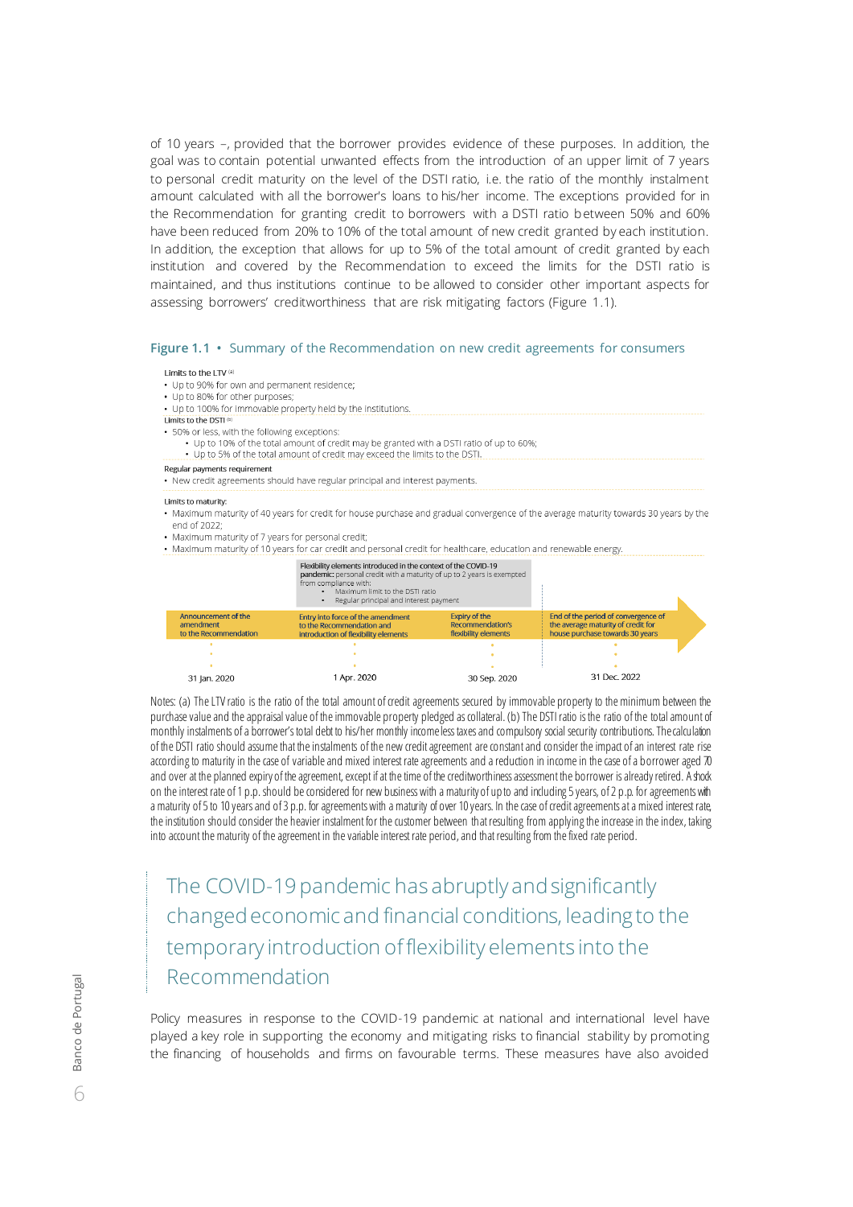of 10 years –, provided that the borrower provides evidence of these purposes. In addition, the goal was to contain potential unwanted effects from the introduction of an upper limit of 7 years to personal credit maturity on the level of the DSTI ratio, i.e. the ratio of the monthly instalment amount calculated with all the borrower's loans to his/her income. The exceptions provided for in the Recommendation for granting credit to borrowers with a DSTI ratio between 50% and 60% have been reduced from 20% to 10% of the total amount of new credit granted by each institution. In addition, the exception that allows for up to 5% of the total amount of credit granted by each institution and covered by the Recommendation to exceed the limits for the DSTI ratio is maintained, and thus institutions continue to be allowed to consider other important aspects for assessing borrowers' creditworthiness that are risk mitigating factors (Figure 1.1).

**Figure 1.1 • Summary of the Recommendation on new credit agreements for consumers**

Limits to the LTV [(a)]
- Up to 90% for own and permanent residence;
- Up to 80% for other purposes;
- Up to 100% for immovable property held by the institutions.

Limits to the DSTI [(b)]
- 50% or less, with the following exceptions:
  - Up to 10% of the total amount of credit may be granted with a DSTI ratio of up to 60%;
  - Up to 5% of the total amount of credit may exceed the limits to the DSTI.

Regular payments requirement
- New credit agreements should have regular principal and interest payments.

Limits to maturity:
- Maximum maturity of 40 years for credit for house purchase and gradual convergence of the average maturity towards 30 years by the end of 2022;
- Maximum maturity of 7 years for personal credit;
- Maximum maturity of 10 years for car credit and personal credit for healthcare, education and renewable energy.

**Flexibility elements introduced in the context of the COVID-19 pandemic:** personal credit with a maturity of up to 2 years is exempted from compliance with:
- Maximum limit to the DSTI ratio
- Regular principal and interest payment

| 31 Jan. 2020 | 1 Apr. 2020 | 30 Sep. 2020 | 31 Dec. 2022 |
|---|---|---|---|
| Announcement of the amendment to the Recommendation | Entry into force of the amendment to the Recommendation and introduction of flexibility elements | Expiry of the Recommendation's flexibility elements | End of the period of convergence of the average maturity of credit for house purchase towards 30 years |

Notes: (a) The LTV ratio is the ratio of the total amount of credit agreements secured by immovable property to the minimum between the purchase value and the appraisal value of the immovable property pledged as collateral. (b) The DSTI ratio is the ratio of the total amount of monthly instalments of a borrower's total debt to his/her monthly income less taxes and compulsory social security contributions. The calculation of the DSTI ratio should assume that the instalments of the new credit agreement are constant and consider the impact of an interest rate rise according to maturity in the case of variable and mixed interest rate agreements and a reduction in income in the case of a borrower aged 70 and over at the planned expiry of the agreement, except if at the time of the creditworthiness assessment the borrower is already retired. A shock on the interest rate of 1 p.p. should be considered for new business with a maturity of up to and including 5 years, of 2 p.p. for agreements with a maturity of 5 to 10 years and of 3 p.p. for agreements with a maturity of over 10 years. In the case of credit agreements at a mixed interest rate, the institution should consider the heavier instalment for the customer between that resulting from applying the increase in the index, taking into account the maturity of the agreement in the variable interest rate period, and that resulting from the fixed rate period.

## The COVID-19 pandemic has abruptly and significantly changed economic and financial conditions, leading to the temporary introduction of flexibility elements into the Recommendation

Policy measures in response to the COVID-19 pandemic at national and international level have played a key role in supporting the economy and mitigating risks to financial stability by promoting the financing of households and firms on favourable terms. These measures have also avoided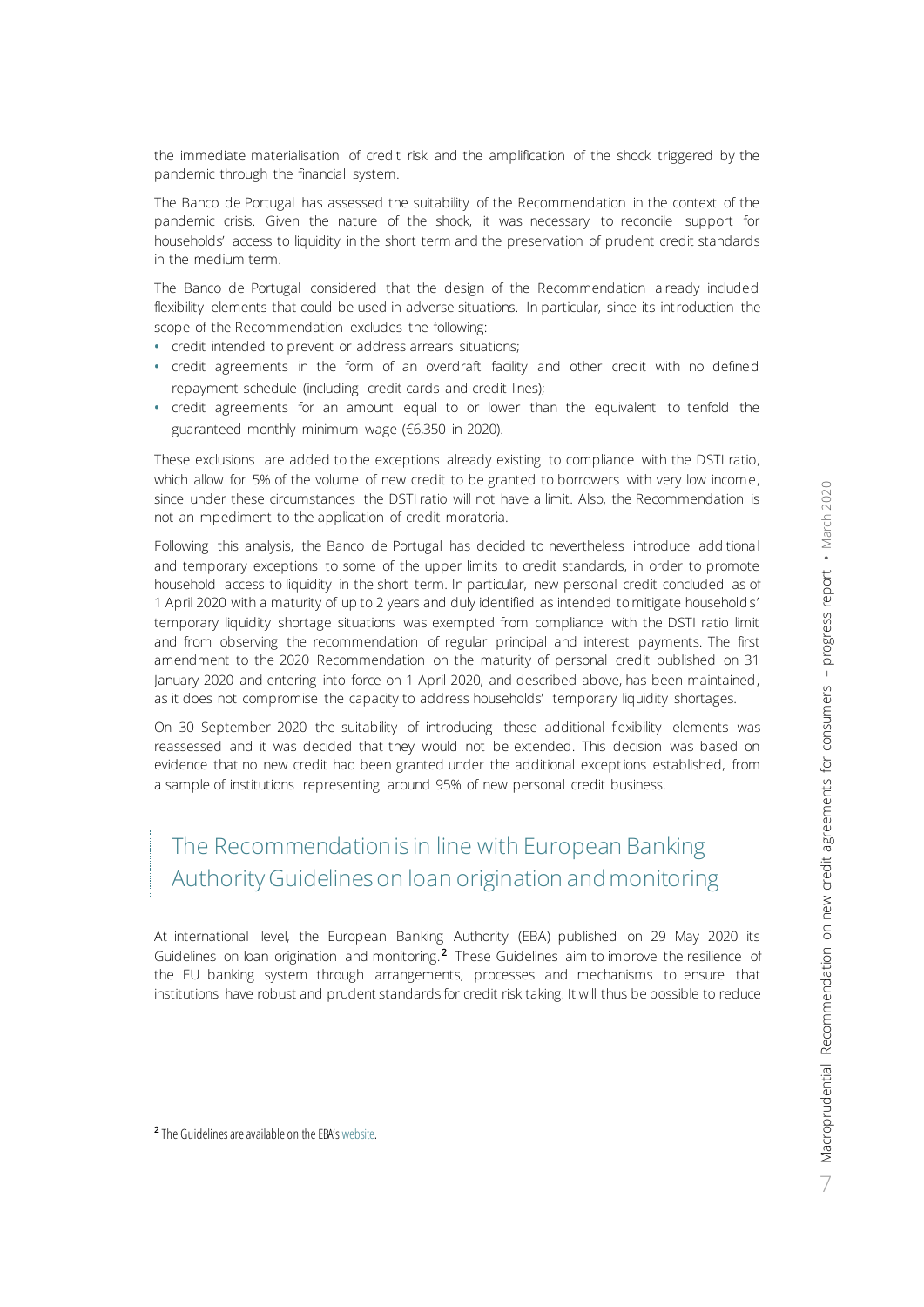the immediate materialisation of credit risk and the amplification of the shock triggered by the pandemic through the financial system.

The Banco de Portugal has assessed the suitability of the Recommendation in the context of the pandemic crisis. Given the nature of the shock, it was necessary to reconcile support for households' access to liquidity in the short term and the preservation of prudent credit standards in the medium term.

The Banco de Portugal considered that the design of the Recommendation already included flexibility elements that could be used in adverse situations. In particular, since its introduction the scope of the Recommendation excludes the following:

- credit intended to prevent or address arrears situations;
- credit agreements in the form of an overdraft facility and other credit with no defined repayment schedule (including credit cards and credit lines);
- credit agreements for an amount equal to or lower than the equivalent to tenfold the guaranteed monthly minimum wage (€6,350 in 2020).

These exclusions are added to the exceptions already existing to compliance with the DSTI ratio, which allow for 5% of the volume of new credit to be granted to borrowers with very low income, since under these circumstances the DSTI ratio will not have a limit. Also, the Recommendation is not an impediment to the application of credit moratoria.

Following this analysis, the Banco de Portugal has decided to nevertheless introduce additional and temporary exceptions to some of the upper limits to credit standards, in order to promote household access to liquidity in the short term. In particular, new personal credit concluded as of 1 April 2020 with a maturity of up to 2 years and duly identified as intended to mitigate households' temporary liquidity shortage situations was exempted from compliance with the DSTI ratio limit and from observing the recommendation of regular principal and interest payments. The first amendment to the 2020 Recommendation on the maturity of personal credit published on 31 January 2020 and entering into force on 1 April 2020, and described above, has been maintained, as it does not compromise the capacity to address households' temporary liquidity shortages.

On 30 September 2020 the suitability of introducing these additional flexibility elements was reassessed and it was decided that they would not be extended. This decision was based on evidence that no new credit had been granted under the additional exceptions established, from a sample of institutions representing around 95% of new personal credit business.

## The Recommendation is in line with European Banking Authority Guidelines on loan origination and monitoring

At international level, the European Banking Authority (EBA) published on 29 May 2020 its Guidelines on loan origination and monitoring.[2] These Guidelines aim to improve the resilience of the EU banking system through arrangements, processes and mechanisms to ensure that institutions have robust and prudent standards for credit risk taking. It will thus be possible to reduce

[2] The Guidelines are available on the EBA's website.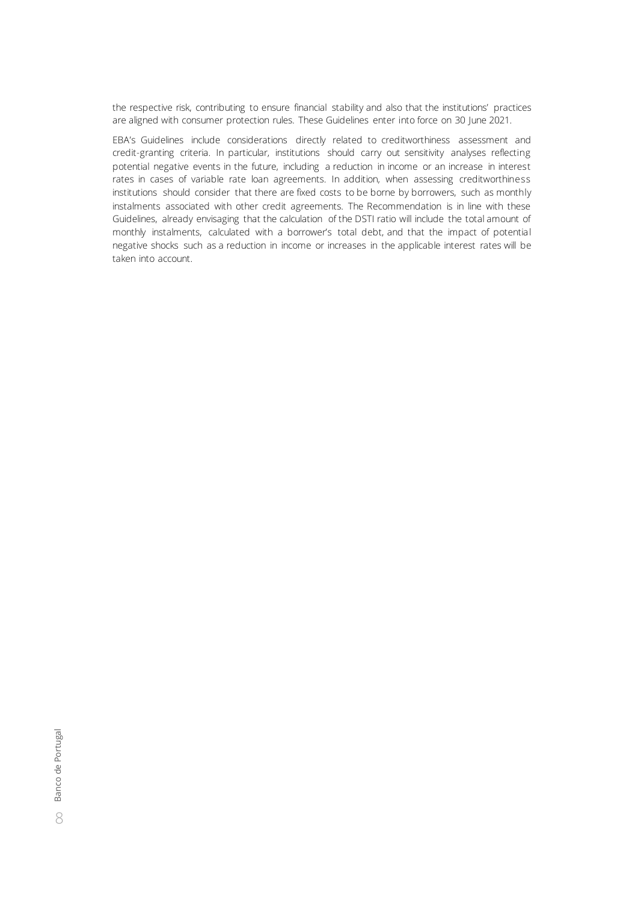the respective risk, contributing to ensure financial stability and also that the institutions' practices are aligned with consumer protection rules. These Guidelines enter into force on 30 June 2021.

EBA's Guidelines include considerations directly related to creditworthiness assessment and credit-granting criteria. In particular, institutions should carry out sensitivity analyses reflecting potential negative events in the future, including a reduction in income or an increase in interest rates in cases of variable rate loan agreements. In addition, when assessing creditworthiness institutions should consider that there are fixed costs to be borne by borrowers, such as monthly instalments associated with other credit agreements. The Recommendation is in line with these Guidelines, already envisaging that the calculation of the DSTI ratio will include the total amount of monthly instalments, calculated with a borrower's total debt, and that the impact of potential negative shocks such as a reduction in income or increases in the applicable interest rates will be taken into account.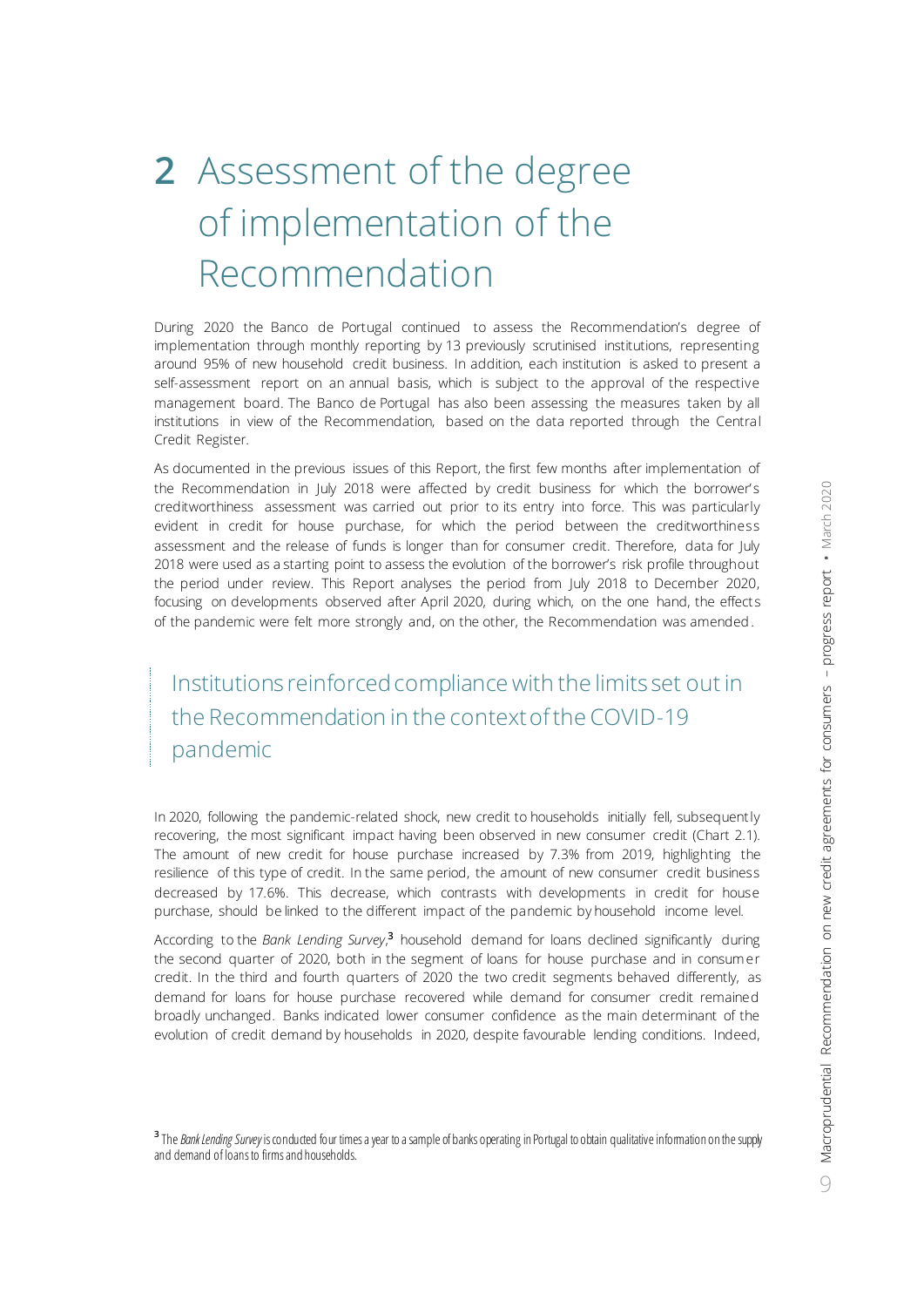# 2 Assessment of the degree of implementation of the Recommendation

During 2020 the Banco de Portugal continued to assess the Recommendation's degree of implementation through monthly reporting by 13 previously scrutinised institutions, representing around 95% of new household credit business. In addition, each institution is asked to present a self-assessment report on an annual basis, which is subject to the approval of the respective management board. The Banco de Portugal has also been assessing the measures taken by all institutions in view of the Recommendation, based on the data reported through the Central Credit Register.

As documented in the previous issues of this Report, the first few months after implementation of the Recommendation in July 2018 were affected by credit business for which the borrower's creditworthiness assessment was carried out prior to its entry into force. This was particularly evident in credit for house purchase, for which the period between the creditworthiness assessment and the release of funds is longer than for consumer credit. Therefore, data for July 2018 were used as a starting point to assess the evolution of the borrower's risk profile throughout the period under review. This Report analyses the period from July 2018 to December 2020, focusing on developments observed after April 2020, during which, on the one hand, the effects of the pandemic were felt more strongly and, on the other, the Recommendation was amended.

## Institutions reinforced compliance with the limits set out in the Recommendation in the context of the COVID-19 pandemic

In 2020, following the pandemic-related shock, new credit to households initially fell, subsequently recovering, the most significant impact having been observed in new consumer credit (Chart 2.1). The amount of new credit for house purchase increased by 7.3% from 2019, highlighting the resilience of this type of credit. In the same period, the amount of new consumer credit business decreased by 17.6%. This decrease, which contrasts with developments in credit for house purchase, should be linked to the different impact of the pandemic by household income level.

According to the *Bank Lending Survey*,[3] household demand for loans declined significantly during the second quarter of 2020, both in the segment of loans for house purchase and in consumer credit. In the third and fourth quarters of 2020 the two credit segments behaved differently, as demand for loans for house purchase recovered while demand for consumer credit remained broadly unchanged. Banks indicated lower consumer confidence as the main determinant of the evolution of credit demand by households in 2020, despite favourable lending conditions. Indeed,

[3] The *Bank Lending Survey* is conducted four times a year to a sample of banks operating in Portugal to obtain qualitative information on the supply and demand of loans to firms and households.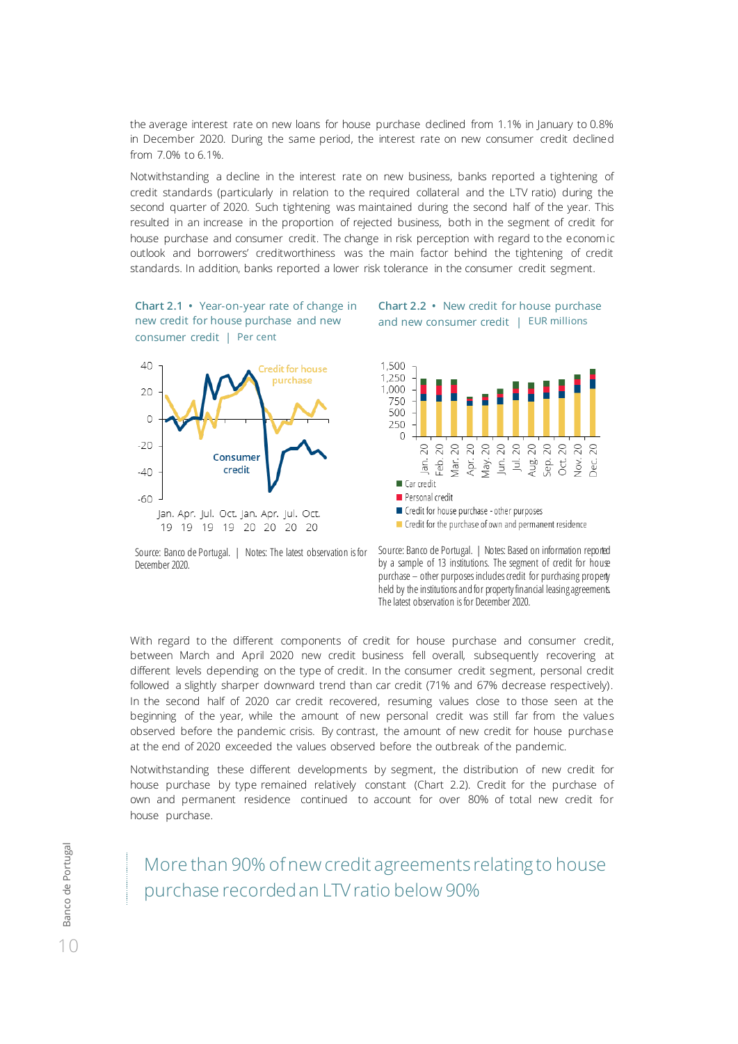the average interest rate on new loans for house purchase declined from 1.1% in January to 0.8% in December 2020. During the same period, the interest rate on new consumer credit declined from 7.0% to 6.1%.

Notwithstanding a decline in the interest rate on new business, banks reported a tightening of credit standards (particularly in relation to the required collateral and the LTV ratio) during the second quarter of 2020. Such tightening was maintained during the second half of the year. This resulted in an increase in the proportion of rejected business, both in the segment of credit for house purchase and consumer credit. The change in risk perception with regard to the economic outlook and borrowers' creditworthiness was the main factor behind the tightening of credit standards. In addition, banks reported a lower risk tolerance in the consumer credit segment.

**Chart 2.1 • Year-on-year rate of change in new credit for house purchase and new consumer credit | Per cent**

Source: Banco de Portugal. | Notes: The latest observation is for December 2020.

**Chart 2.2 • New credit for house purchase and new consumer credit | EUR millions**

Source: Banco de Portugal. | Notes: Based on information reported by a sample of 13 institutions. The segment of credit for house purchase – other purposes includes credit for purchasing property held by the institutions and for property financial leasing agreements. The latest observation is for December 2020.

With regard to the different components of credit for house purchase and consumer credit, between March and April 2020 new credit business fell overall, subsequently recovering at different levels depending on the type of credit. In the consumer credit segment, personal credit followed a slightly sharper downward trend than car credit (71% and 67% decrease respectively). In the second half of 2020 car credit recovered, resuming values close to those seen at the beginning of the year, while the amount of new personal credit was still far from the values observed before the pandemic crisis. By contrast, the amount of new credit for house purchase at the end of 2020 exceeded the values observed before the outbreak of the pandemic.

Notwithstanding these different developments by segment, the distribution of new credit for house purchase by type remained relatively constant (Chart 2.2). Credit for the purchase of own and permanent residence continued to account for over 80% of total new credit for house purchase.

## More than 90% of new credit agreements relating to house purchase recorded an LTV ratio below 90%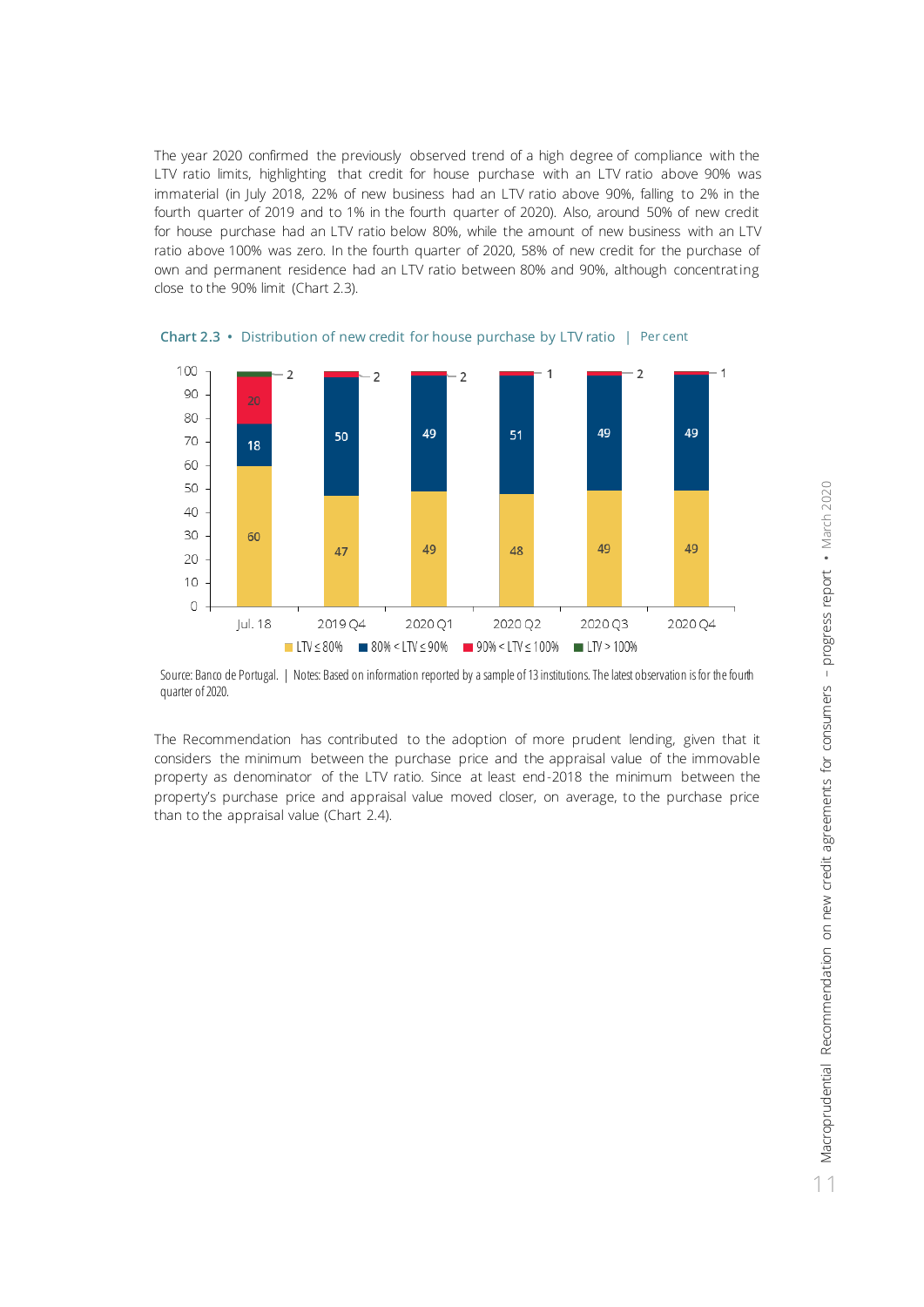The year 2020 confirmed the previously observed trend of a high degree of compliance with the LTV ratio limits, highlighting that credit for house purchase with an LTV ratio above 90% was immaterial (in July 2018, 22% of new business had an LTV ratio above 90%, falling to 2% in the fourth quarter of 2019 and to 1% in the fourth quarter of 2020). Also, around 50% of new credit for house purchase had an LTV ratio below 80%, while the amount of new business with an LTV ratio above 100% was zero. In the fourth quarter of 2020, 58% of new credit for the purchase of own and permanent residence had an LTV ratio between 80% and 90%, although concentrating close to the 90% limit (Chart 2.3).

**Chart 2.3 • Distribution of new credit for house purchase by LTV ratio | Per cent**

| | Jul. 18 | 2019 Q4 | 2020 Q1 | 2020 Q2 | 2020 Q3 | 2020 Q4 |
|---|---|---|---|---|---|---|
| LTV ≤ 80% | 60 | 47 | 49 | 48 | 49 | 49 |
| 80% < LTV ≤ 90% | 18 | 50 | 49 | 51 | 49 | 49 |
| 90% < LTV ≤ 100% | 20 | 2 | 2 | 1 | 2 | 1 |
| LTV > 100% | 2 | | | | | |

Source: Banco de Portugal. | Notes: Based on information reported by a sample of 13 institutions. The latest observation is for the fourth quarter of 2020.

The Recommendation has contributed to the adoption of more prudent lending, given that it considers the minimum between the purchase price and the appraisal value of the immovable property as denominator of the LTV ratio. Since at least end-2018 the minimum between the property's purchase price and appraisal value moved closer, on average, to the purchase price than to the appraisal value (Chart 2.4).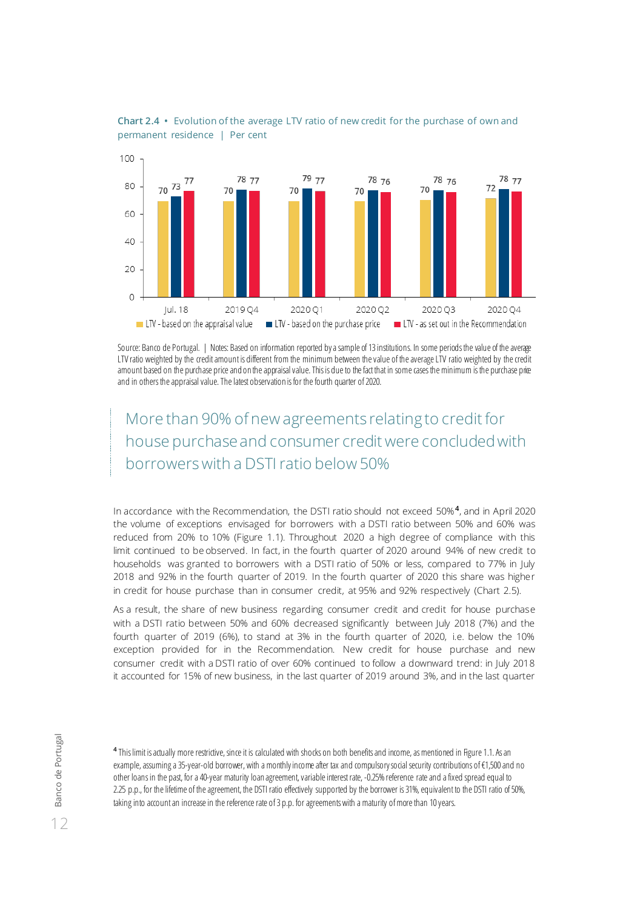**Chart 2.4** • Evolution of the average LTV ratio of new credit for the purchase of own and permanent residence | Per cent

| | Jul. 18 | 2019 Q4 | 2020 Q1 | 2020 Q2 | 2020 Q3 | 2020 Q4 |
|---|---|---|---|---|---|---|
| LTV - based on the appraisal value | 70 | 70 | 70 | 70 | 70 | 72 |
| LTV - based on the purchase price | 73 | 78 | 79 | 78 | 78 | 78 |
| LTV - as set out in the Recommendation | 77 | 77 | 77 | 76 | 76 | 77 |

Source: Banco de Portugal. | Notes: Based on information reported by a sample of 13 institutions. In some periods the value of the average LTV ratio weighted by the credit amount is different from the minimum between the value of the average LTV ratio weighted by the credit amount based on the purchase price and on the appraisal value. This is due to the fact that in some cases the minimum is the purchase price and in others the appraisal value. The latest observation is for the fourth quarter of 2020.

## More than 90% of new agreements relating to credit for house purchase and consumer credit were concluded with borrowers with a DSTI ratio below 50%

In accordance with the Recommendation, the DSTI ratio should not exceed 50%[4], and in April 2020 the volume of exceptions envisaged for borrowers with a DSTI ratio between 50% and 60% was reduced from 20% to 10% (Figure 1.1). Throughout 2020 a high degree of compliance with this limit continued to be observed. In fact, in the fourth quarter of 2020 around 94% of new credit to households was granted to borrowers with a DSTI ratio of 50% or less, compared to 77% in July 2018 and 92% in the fourth quarter of 2019. In the fourth quarter of 2020 this share was higher in credit for house purchase than in consumer credit, at 95% and 92% respectively (Chart 2.5).

As a result, the share of new business regarding consumer credit and credit for house purchase with a DSTI ratio between 50% and 60% decreased significantly between July 2018 (7%) and the fourth quarter of 2019 (6%), to stand at 3% in the fourth quarter of 2020, i.e. below the 10% exception provided for in the Recommendation. New credit for house purchase and new consumer credit with a DSTI ratio of over 60% continued to follow a downward trend: in July 2018 it accounted for 15% of new business, in the last quarter of 2019 around 3%, and in the last quarter

[4] This limit is actually more restrictive, since it is calculated with shocks on both benefits and income, as mentioned in Figure 1.1. As an example, assuming a 35-year-old borrower, with a monthly income after tax and compulsory social security contributions of €1,500 and no other loans in the past, for a 40-year maturity loan agreement, variable interest rate, -0.25% reference rate and a fixed spread equal to 2.25 p.p., for the lifetime of the agreement, the DSTI ratio effectively supported by the borrower is 31%, equivalent to the DSTI ratio of 50%, taking into account an increase in the reference rate of 3 p.p. for agreements with a maturity of more than 10 years.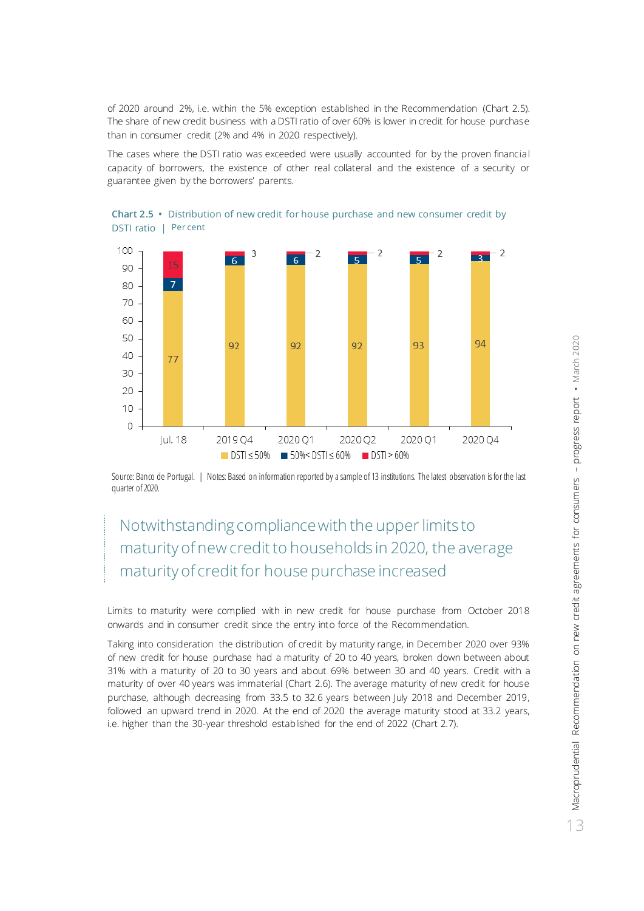of 2020 around 2%, i.e. within the 5% exception established in the Recommendation (Chart 2.5). The share of new credit business with a DSTI ratio of over 60% is lower in credit for house purchase than in consumer credit (2% and 4% in 2020 respectively).

The cases where the DSTI ratio was exceeded were usually accounted for by the proven financial capacity of borrowers, the existence of other real collateral and the existence of a security or guarantee given by the borrowers' parents.

**Chart 2.5 • Distribution of new credit for house purchase and new consumer credit by DSTI ratio | Per cent**

| | Jul. 18 | 2019 Q4 | 2020 Q1 | 2020 Q2 | 2020 Q1 | 2020 Q4 |
|---|---|---|---|---|---|---|
| DSTI ≤ 50% | 77 | 92 | 92 | 92 | 93 | 94 |
| 50% < DSTI ≤ 60% | 7 | 6 | 6 | 5 | 5 | 3 |
| DSTI > 60% | 15 | 3 | 2 | 2 | 2 | 2 |

Source: Banco de Portugal. | Notes: Based on information reported by a sample of 13 institutions. The latest observation is for the last quarter of 2020.

## Notwithstanding compliance with the upper limits to maturity of new credit to households in 2020, the average maturity of credit for house purchase increased

Limits to maturity were complied with in new credit for house purchase from October 2018 onwards and in consumer credit since the entry into force of the Recommendation.

Taking into consideration the distribution of credit by maturity range, in December 2020 over 93% of new credit for house purchase had a maturity of 20 to 40 years, broken down between about 31% with a maturity of 20 to 30 years and about 69% between 30 and 40 years. Credit with a maturity of over 40 years was immaterial (Chart 2.6). The average maturity of new credit for house purchase, although decreasing from 33.5 to 32.6 years between July 2018 and December 2019, followed an upward trend in 2020. At the end of 2020 the average maturity stood at 33.2 years, i.e. higher than the 30-year threshold established for the end of 2022 (Chart 2.7).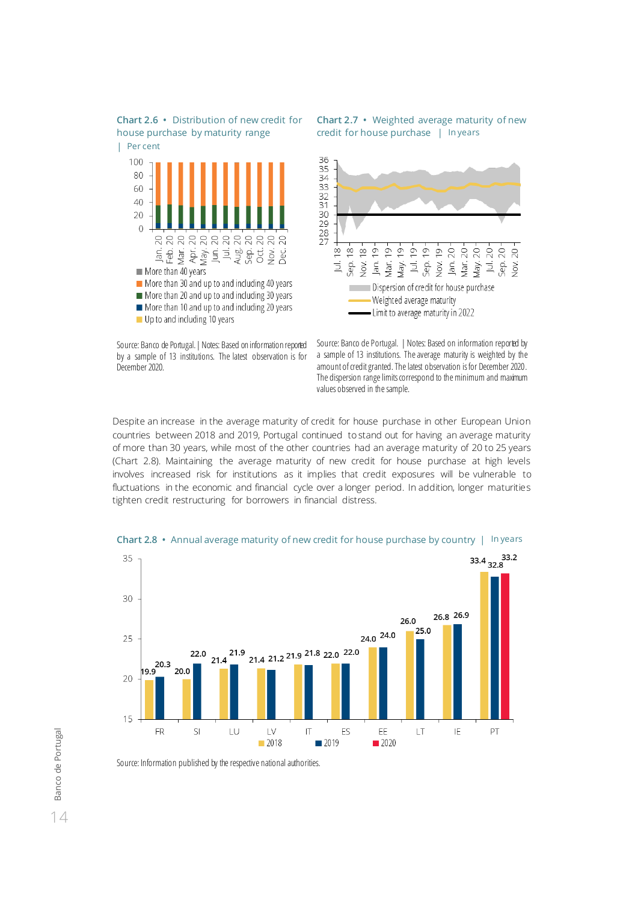**Chart 2.6** • Distribution of new credit for house purchase by maturity range | Per cent

- More than 40 years
- More than 30 and up to and including 40 years
- More than 20 and up to and including 30 years
- More than 10 and up to and including 20 years
- Up to and including 10 years

Source: Banco de Portugal. | Notes: Based on information reported by a sample of 13 institutions. The latest observation is for December 2020.

**Chart 2.7** • Weighted average maturity of new credit for house purchase | In years

- Dispersion of credit for house purchase
- Weighted average maturity
- Limit to average maturity in 2022

Source: Banco de Portugal. | Notes: Based on information reported by a sample of 13 institutions. The average maturity is weighted by the amount of credit granted. The latest observation is for December 2020. The dispersion range limits correspond to the minimum and maximum values observed in the sample.

Despite an increase in the average maturity of credit for house purchase in other European Union countries between 2018 and 2019, Portugal continued to stand out for having an average maturity of more than 30 years, while most of the other countries had an average maturity of 20 to 25 years (Chart 2.8). Maintaining the average maturity of new credit for house purchase at high levels involves increased risk for institutions as it implies that credit exposures will be vulnerable to fluctuations in the economic and financial cycle over a longer period. In addition, longer maturities tighten credit restructuring for borrowers in financial distress.

**Chart 2.8** • Annual average maturity of new credit for house purchase by country | In years

| Country | 2018 | 2019 | 2020 |
|---|---|---|---|
| FR | 19.9 | 20.3 | |
| SI | 20.0 | 22.0 | |
| LU | 21.4 | 21.9 | |
| LV | 21.4 | 21.2 | |
| IT | 21.9 | 21.8 | |
| ES | 22.0 | 22.0 | |
| EE | 24.0 | 24.0 | |
| LT | 26.0 | 25.0 | |
| IE | 26.8 | 26.9 | |
| PT | 33.4 | 32.8 | 33.2 |

Source: Information published by the respective national authorities.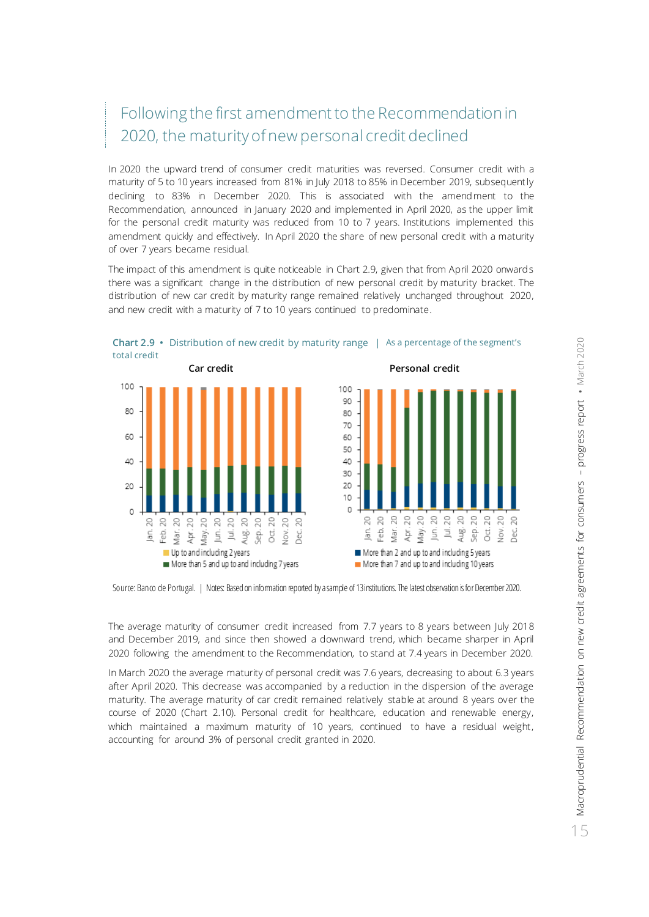## Following the first amendment to the Recommendation in 2020, the maturity of new personal credit declined

In 2020 the upward trend of consumer credit maturities was reversed. Consumer credit with a maturity of 5 to 10 years increased from 81% in July 2018 to 85% in December 2019, subsequently declining to 83% in December 2020. This is associated with the amendment to the Recommendation, announced in January 2020 and implemented in April 2020, as the upper limit for the personal credit maturity was reduced from 10 to 7 years. Institutions implemented this amendment quickly and effectively. In April 2020 the share of new personal credit with a maturity of over 7 years became residual.

The impact of this amendment is quite noticeable in Chart 2.9, given that from April 2020 onwards there was a significant change in the distribution of new personal credit by maturity bracket. The distribution of new car credit by maturity range remained relatively unchanged throughout 2020, and new credit with a maturity of 7 to 10 years continued to predominate.

**Chart 2.9** • Distribution of new credit by maturity range | As a percentage of the segment's total credit

Car credit

Personal credit

Up to and including 2 years | More than 2 and up to and including 5 years | More than 5 and up to and including 7 years | More than 7 and up to and including 10 years

Source: Banco de Portugal. | Notes: Based on information reported by a sample of 13 institutions. The latest observation is for December 2020.

The average maturity of consumer credit increased from 7.7 years to 8 years between July 2018 and December 2019, and since then showed a downward trend, which became sharper in April 2020 following the amendment to the Recommendation, to stand at 7.4 years in December 2020.

In March 2020 the average maturity of personal credit was 7.6 years, decreasing to about 6.3 years after April 2020. This decrease was accompanied by a reduction in the dispersion of the average maturity. The average maturity of car credit remained relatively stable at around 8 years over the course of 2020 (Chart 2.10). Personal credit for healthcare, education and renewable energy, which maintained a maximum maturity of 10 years, continued to have a residual weight, accounting for around 3% of personal credit granted in 2020.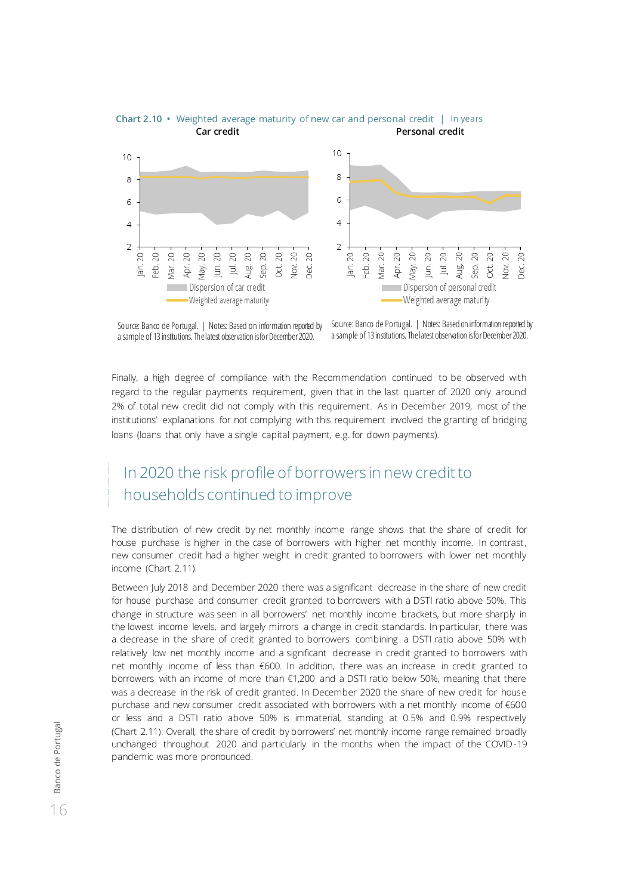**Chart 2.10** • Weighted average maturity of new car and personal credit | In years

**Car credit**

**Personal credit**

Source: Banco de Portugal. | Notes: Based on information reported by a sample of 13 institutions. The latest observation is for December 2020.

Source: Banco de Portugal. | Notes: Based on information reported by a sample of 13 institutions. The latest observation is for December 2020.

Finally, a high degree of compliance with the Recommendation continued to be observed with regard to the regular payments requirement, given that in the last quarter of 2020 only around 2% of total new credit did not comply with this requirement. As in December 2019, most of the institutions' explanations for not complying with this requirement involved the granting of bridging loans (loans that only have a single capital payment, e.g. for down payments).

## In 2020 the risk profile of borrowers in new credit to households continued to improve

The distribution of new credit by net monthly income range shows that the share of credit for house purchase is higher in the case of borrowers with higher net monthly income. In contrast, new consumer credit had a higher weight in credit granted to borrowers with lower net monthly income (Chart 2.11).

Between July 2018 and December 2020 there was a significant decrease in the share of new credit for house purchase and consumer credit granted to borrowers with a DSTI ratio above 50%. This change in structure was seen in all borrowers' net monthly income brackets, but more sharply in the lowest income levels, and largely mirrors a change in credit standards. In particular, there was a decrease in the share of credit granted to borrowers combining a DSTI ratio above 50% with relatively low net monthly income and a significant decrease in credit granted to borrowers with net monthly income of less than €600. In addition, there was an increase in credit granted to borrowers with an income of more than €1,200 and a DSTI ratio below 50%, meaning that there was a decrease in the risk of credit granted. In December 2020 the share of new credit for house purchase and new consumer credit associated with borrowers with a net monthly income of €600 or less and a DSTI ratio above 50% is immaterial, standing at 0.5% and 0.9% respectively (Chart 2.11). Overall, the share of credit by borrowers' net monthly income range remained broadly unchanged throughout 2020 and particularly in the months when the impact of the COVID-19 pandemic was more pronounced.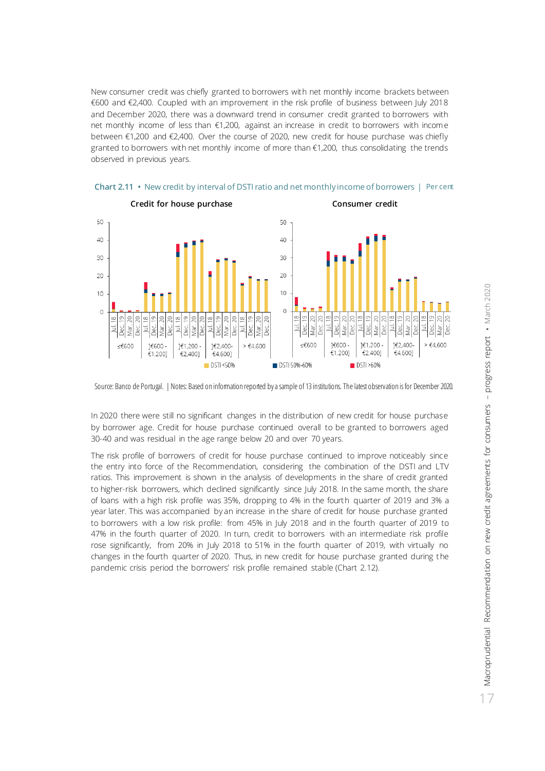New consumer credit was chiefly granted to borrowers with net monthly income brackets between €600 and €2,400. Coupled with an improvement in the risk profile of business between July 2018 and December 2020, there was a downward trend in consumer credit granted to borrowers with net monthly income of less than €1,200, against an increase in credit to borrowers with income between €1,200 and €2,400. Over the course of 2020, new credit for house purchase was chiefly granted to borrowers with net monthly income of more than €1,200, thus consolidating the trends observed in previous years.

**Chart 2.11 • New credit by interval of DSTI ratio and net monthly income of borrowers | Per cent**

Source: Banco de Portugal. | Notes: Based on information reported by a sample of 13 institutions. The latest observation is for December 2020.

In 2020 there were still no significant changes in the distribution of new credit for house purchase by borrower age. Credit for house purchase continued overall to be granted to borrowers aged 30-40 and was residual in the age range below 20 and over 70 years.

The risk profile of borrowers of credit for house purchase continued to improve noticeably since the entry into force of the Recommendation, considering the combination of the DSTI and LTV ratios. This improvement is shown in the analysis of developments in the share of credit granted to higher-risk borrowers, which declined significantly since July 2018. In the same month, the share of loans with a high risk profile was 35%, dropping to 4% in the fourth quarter of 2019 and 3% a year later. This was accompanied by an increase in the share of credit for house purchase granted to borrowers with a low risk profile: from 45% in July 2018 and in the fourth quarter of 2019 to 47% in the fourth quarter of 2020. In turn, credit to borrowers with an intermediate risk profile rose significantly, from 20% in July 2018 to 51% in the fourth quarter of 2019, with virtually no changes in the fourth quarter of 2020. Thus, in new credit for house purchase granted during the pandemic crisis period the borrowers' risk profile remained stable (Chart 2.12).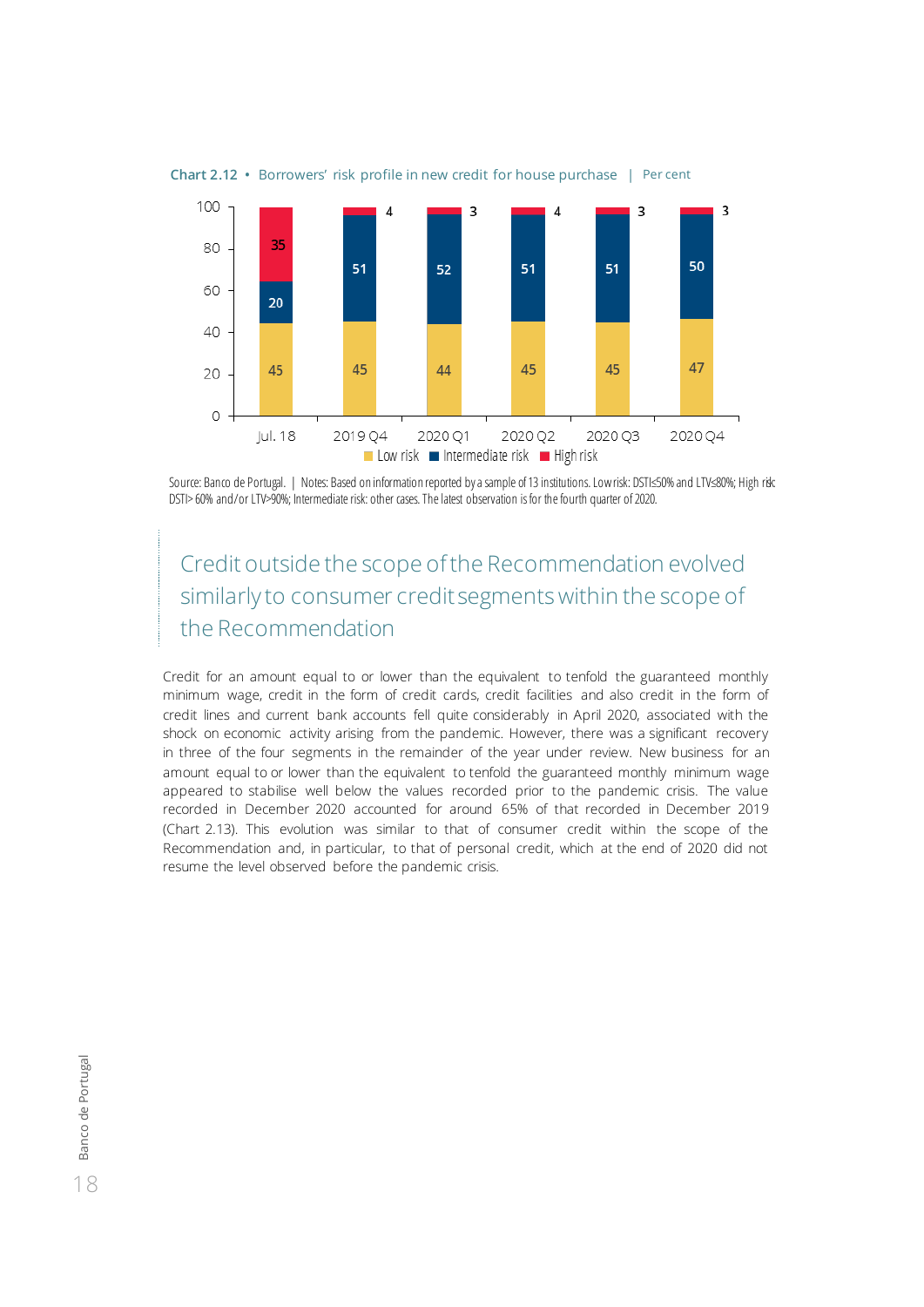**Chart 2.12** • Borrowers' risk profile in new credit for house purchase | Per cent

| | Jul. 18 | 2019 Q4 | 2020 Q1 | 2020 Q2 | 2020 Q3 | 2020 Q4 |
|---|---|---|---|---|---|---|
| Low risk | 45 | 45 | 44 | 45 | 45 | 47 |
| Intermediate risk | 20 | 51 | 52 | 51 | 51 | 50 |
| High risk | 35 | 4 | 3 | 4 | 3 | 3 |

Source: Banco de Portugal. | Notes: Based on information reported by a sample of 13 institutions. Low risk: DSTI≤50% and LTV≤80%; High risk: DSTI> 60% and/or LTV>90%; Intermediate risk: other cases. The latest observation is for the fourth quarter of 2020.

## Credit outside the scope of the Recommendation evolved similarly to consumer credit segments within the scope of the Recommendation

Credit for an amount equal to or lower than the equivalent to tenfold the guaranteed monthly minimum wage, credit in the form of credit cards, credit facilities and also credit in the form of credit lines and current bank accounts fell quite considerably in April 2020, associated with the shock on economic activity arising from the pandemic. However, there was a significant recovery in three of the four segments in the remainder of the year under review. New business for an amount equal to or lower than the equivalent to tenfold the guaranteed monthly minimum wage appeared to stabilise well below the values recorded prior to the pandemic crisis. The value recorded in December 2020 accounted for around 65% of that recorded in December 2019 (Chart 2.13). This evolution was similar to that of consumer credit within the scope of the Recommendation and, in particular, to that of personal credit, which at the end of 2020 did not resume the level observed before the pandemic crisis.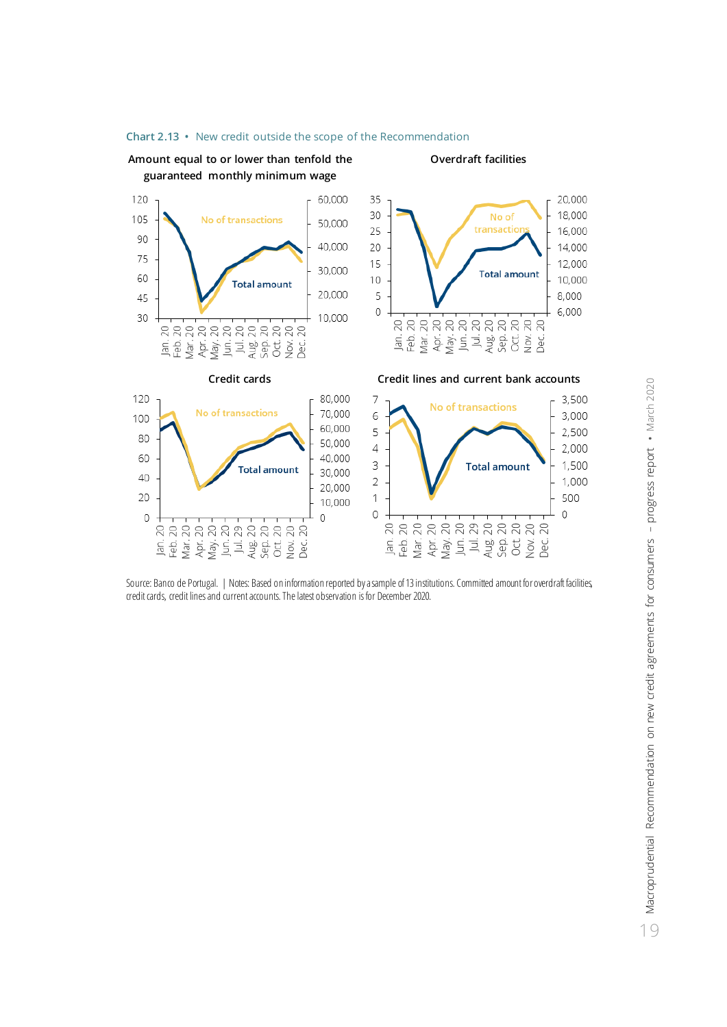Chart 2.13 • New credit outside the scope of the Recommendation

Amount equal to or lower than tenfold the guaranteed monthly minimum wage

Overdraft facilities

Credit cards

Credit lines and current bank accounts

Source: Banco de Portugal. | Notes: Based on information reported by a sample of 13 institutions. Committed amount for overdraft facilities, credit cards, credit lines and current accounts. The latest observation is for December 2020.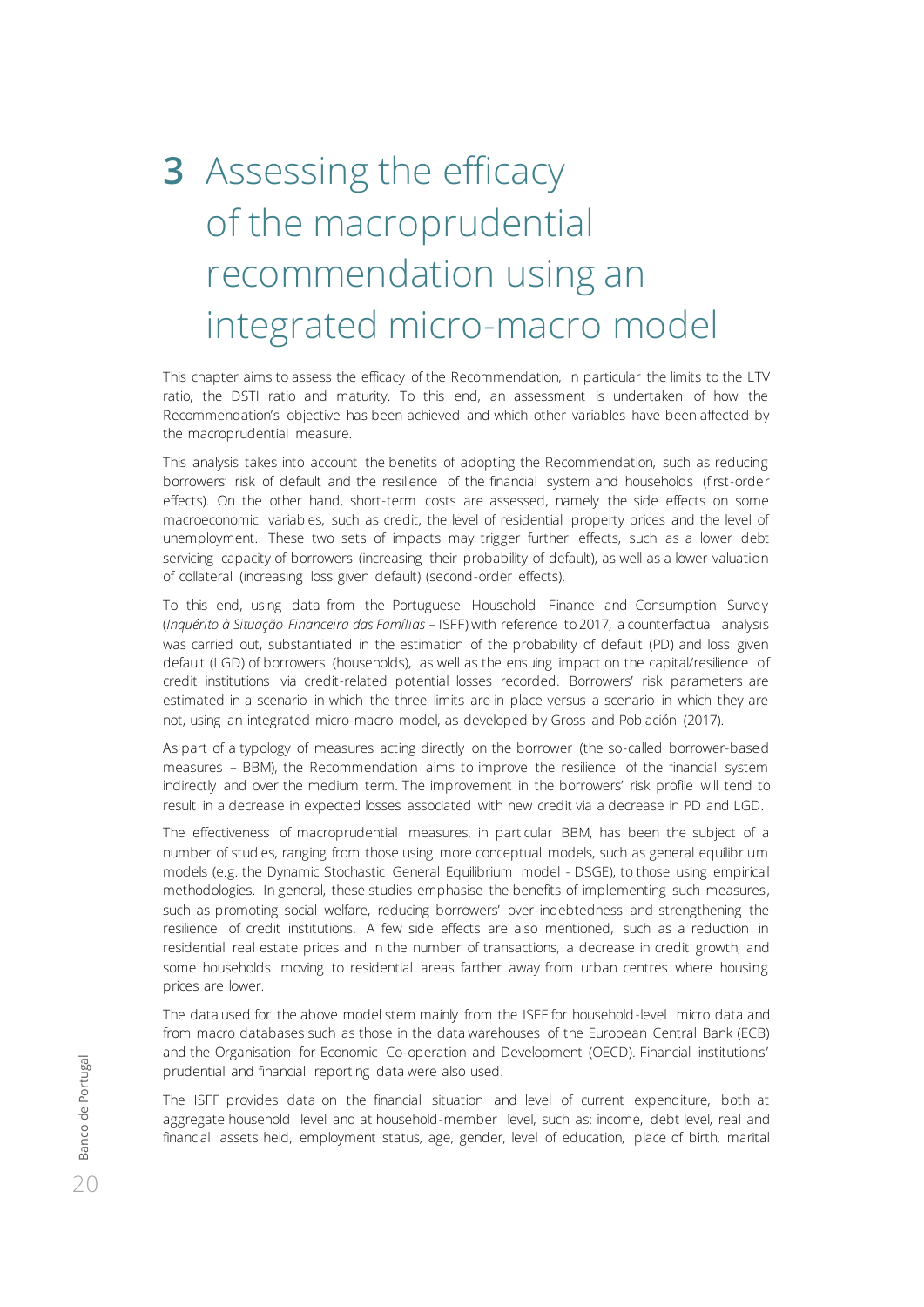# 3 Assessing the efficacy of the macroprudential recommendation using an integrated micro-macro model

This chapter aims to assess the efficacy of the Recommendation, in particular the limits to the LTV ratio, the DSTI ratio and maturity. To this end, an assessment is undertaken of how the Recommendation's objective has been achieved and which other variables have been affected by the macroprudential measure.

This analysis takes into account the benefits of adopting the Recommendation, such as reducing borrowers' risk of default and the resilience of the financial system and households (first-order effects). On the other hand, short-term costs are assessed, namely the side effects on some macroeconomic variables, such as credit, the level of residential property prices and the level of unemployment. These two sets of impacts may trigger further effects, such as a lower debt servicing capacity of borrowers (increasing their probability of default), as well as a lower valuation of collateral (increasing loss given default) (second-order effects).

To this end, using data from the Portuguese Household Finance and Consumption Survey (*Inquérito à Situação Financeira das Famílias* – ISFF) with reference to 2017, a counterfactual analysis was carried out, substantiated in the estimation of the probability of default (PD) and loss given default (LGD) of borrowers (households), as well as the ensuing impact on the capital/resilience of credit institutions via credit-related potential losses recorded. Borrowers' risk parameters are estimated in a scenario in which the three limits are in place versus a scenario in which they are not, using an integrated micro-macro model, as developed by Gross and Población (2017).

As part of a typology of measures acting directly on the borrower (the so-called borrower-based measures – BBM), the Recommendation aims to improve the resilience of the financial system indirectly and over the medium term. The improvement in the borrowers' risk profile will tend to result in a decrease in expected losses associated with new credit via a decrease in PD and LGD.

The effectiveness of macroprudential measures, in particular BBM, has been the subject of a number of studies, ranging from those using more conceptual models, such as general equilibrium models (e.g. the Dynamic Stochastic General Equilibrium model - DSGE), to those using empirical methodologies. In general, these studies emphasise the benefits of implementing such measures, such as promoting social welfare, reducing borrowers' over-indebtedness and strengthening the resilience of credit institutions. A few side effects are also mentioned, such as a reduction in residential real estate prices and in the number of transactions, a decrease in credit growth, and some households moving to residential areas farther away from urban centres where housing prices are lower.

The data used for the above model stem mainly from the ISFF for household-level micro data and from macro databases such as those in the data warehouses of the European Central Bank (ECB) and the Organisation for Economic Co-operation and Development (OECD). Financial institutions' prudential and financial reporting data were also used.

The ISFF provides data on the financial situation and level of current expenditure, both at aggregate household level and at household-member level, such as: income, debt level, real and financial assets held, employment status, age, gender, level of education, place of birth, marital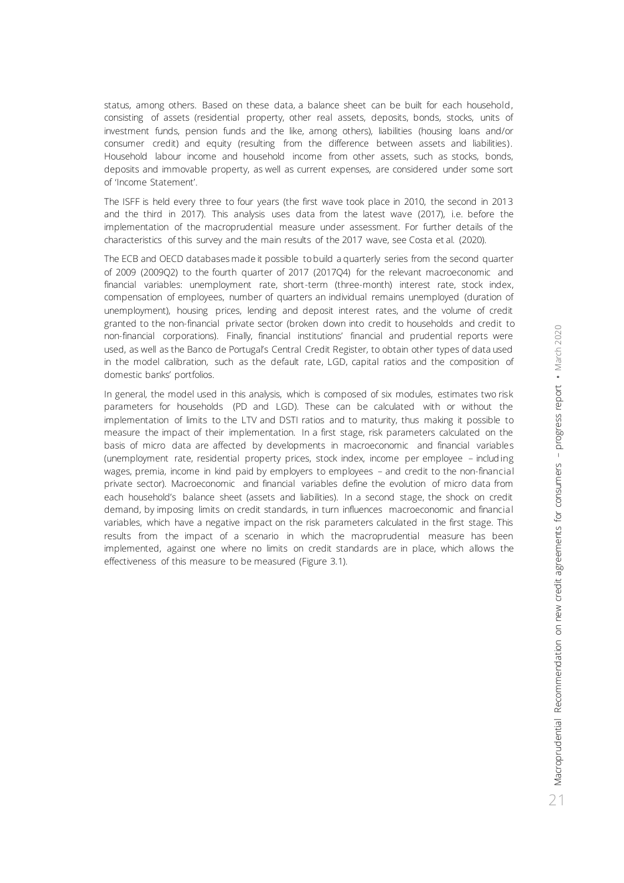status, among others. Based on these data, a balance sheet can be built for each household, consisting of assets (residential property, other real assets, deposits, bonds, stocks, units of investment funds, pension funds and the like, among others), liabilities (housing loans and/or consumer credit) and equity (resulting from the difference between assets and liabilities). Household labour income and household income from other assets, such as stocks, bonds, deposits and immovable property, as well as current expenses, are considered under some sort of 'Income Statement'.

The ISFF is held every three to four years (the first wave took place in 2010, the second in 2013 and the third in 2017). This analysis uses data from the latest wave (2017), i.e. before the implementation of the macroprudential measure under assessment. For further details of the characteristics of this survey and the main results of the 2017 wave, see Costa et al. (2020).

The ECB and OECD databases made it possible to build a quarterly series from the second quarter of 2009 (2009Q2) to the fourth quarter of 2017 (2017Q4) for the relevant macroeconomic and financial variables: unemployment rate, short-term (three-month) interest rate, stock index, compensation of employees, number of quarters an individual remains unemployed (duration of unemployment), housing prices, lending and deposit interest rates, and the volume of credit granted to the non-financial private sector (broken down into credit to households and credit to non-financial corporations). Finally, financial institutions' financial and prudential reports were used, as well as the Banco de Portugal's Central Credit Register, to obtain other types of data used in the model calibration, such as the default rate, LGD, capital ratios and the composition of domestic banks' portfolios.

In general, the model used in this analysis, which is composed of six modules, estimates two risk parameters for households (PD and LGD). These can be calculated with or without the implementation of limits to the LTV and DSTI ratios and to maturity, thus making it possible to measure the impact of their implementation. In a first stage, risk parameters calculated on the basis of micro data are affected by developments in macroeconomic and financial variables (unemployment rate, residential property prices, stock index, income per employee – including wages, premia, income in kind paid by employers to employees – and credit to the non-financial private sector). Macroeconomic and financial variables define the evolution of micro data from each household's balance sheet (assets and liabilities). In a second stage, the shock on credit demand, by imposing limits on credit standards, in turn influences macroeconomic and financial variables, which have a negative impact on the risk parameters calculated in the first stage. This results from the impact of a scenario in which the macroprudential measure has been implemented, against one where no limits on credit standards are in place, which allows the effectiveness of this measure to be measured (Figure 3.1).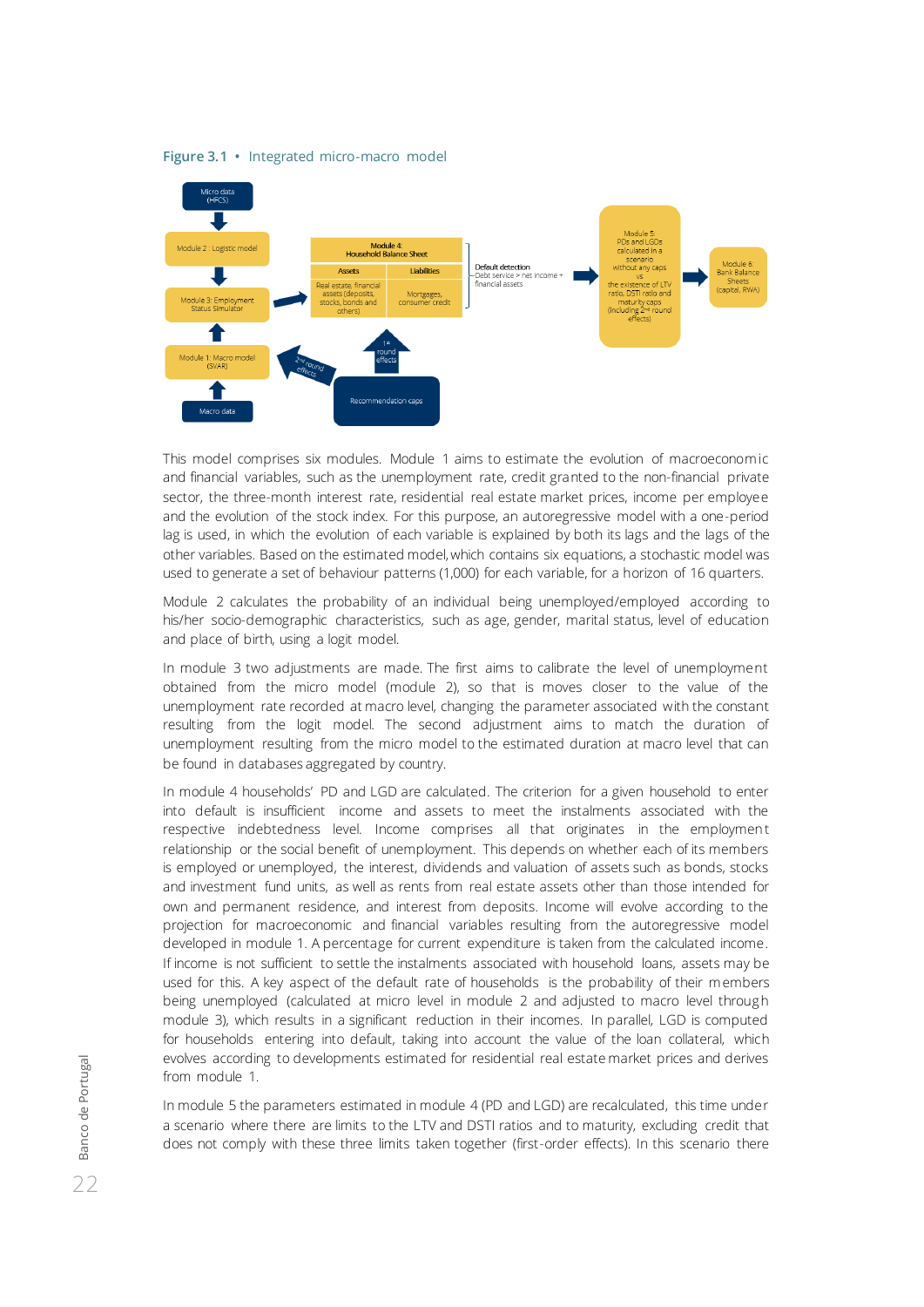**Figure 3.1** • Integrated micro-macro model

This model comprises six modules. Module 1 aims to estimate the evolution of macroeconomic and financial variables, such as the unemployment rate, credit granted to the non-financial private sector, the three-month interest rate, residential real estate market prices, income per employee and the evolution of the stock index. For this purpose, an autoregressive model with a one-period lag is used, in which the evolution of each variable is explained by both its lags and the lags of the other variables. Based on the estimated model, which contains six equations, a stochastic model was used to generate a set of behaviour patterns (1,000) for each variable, for a horizon of 16 quarters.

Module 2 calculates the probability of an individual being unemployed/employed according to his/her socio-demographic characteristics, such as age, gender, marital status, level of education and place of birth, using a logit model.

In module 3 two adjustments are made. The first aims to calibrate the level of unemployment obtained from the micro model (module 2), so that is moves closer to the value of the unemployment rate recorded at macro level, changing the parameter associated with the constant resulting from the logit model. The second adjustment aims to match the duration of unemployment resulting from the micro model to the estimated duration at macro level that can be found in databases aggregated by country.

In module 4 households' PD and LGD are calculated. The criterion for a given household to enter into default is insufficient income and assets to meet the instalments associated with the respective indebtedness level. Income comprises all that originates in the employment relationship or the social benefit of unemployment. This depends on whether each of its members is employed or unemployed, the interest, dividends and valuation of assets such as bonds, stocks and investment fund units, as well as rents from real estate assets other than those intended for own and permanent residence, and interest from deposits. Income will evolve according to the projection for macroeconomic and financial variables resulting from the autoregressive model developed in module 1. A percentage for current expenditure is taken from the calculated income. If income is not sufficient to settle the instalments associated with household loans, assets may be used for this. A key aspect of the default rate of households is the probability of their members being unemployed (calculated at micro level in module 2 and adjusted to macro level through module 3), which results in a significant reduction in their incomes. In parallel, LGD is computed for households entering into default, taking into account the value of the loan collateral, which evolves according to developments estimated for residential real estate market prices and derives from module 1.

In module 5 the parameters estimated in module 4 (PD and LGD) are recalculated, this time under a scenario where there are limits to the LTV and DSTI ratios and to maturity, excluding credit that does not comply with these three limits taken together (first-order effects). In this scenario there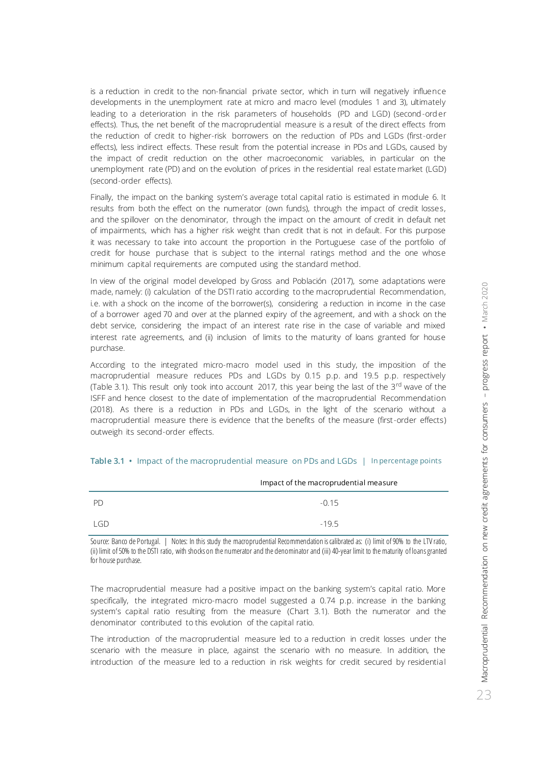is a reduction in credit to the non-financial private sector, which in turn will negatively influence developments in the unemployment rate at micro and macro level (modules 1 and 3), ultimately leading to a deterioration in the risk parameters of households (PD and LGD) (second-order effects). Thus, the net benefit of the macroprudential measure is a result of the direct effects from the reduction of credit to higher-risk borrowers on the reduction of PDs and LGDs (first-order effects), less indirect effects. These result from the potential increase in PDs and LGDs, caused by the impact of credit reduction on the other macroeconomic variables, in particular on the unemployment rate (PD) and on the evolution of prices in the residential real estate market (LGD) (second-order effects).

Finally, the impact on the banking system's average total capital ratio is estimated in module 6. It results from both the effect on the numerator (own funds), through the impact of credit losses, and the spillover on the denominator, through the impact on the amount of credit in default net of impairments, which has a higher risk weight than credit that is not in default. For this purpose it was necessary to take into account the proportion in the Portuguese case of the portfolio of credit for house purchase that is subject to the internal ratings method and the one whose minimum capital requirements are computed using the standard method.

In view of the original model developed by Gross and Población (2017), some adaptations were made, namely: (i) calculation of the DSTI ratio according to the macroprudential Recommendation, i.e. with a shock on the income of the borrower(s), considering a reduction in income in the case of a borrower aged 70 and over at the planned expiry of the agreement, and with a shock on the debt service, considering the impact of an interest rate rise in the case of variable and mixed interest rate agreements, and (ii) inclusion of limits to the maturity of loans granted for house purchase.

According to the integrated micro-macro model used in this study, the imposition of the macroprudential measure reduces PDs and LGDs by 0.15 p.p. and 19.5 p.p. respectively (Table 3.1). This result only took into account 2017, this year being the last of the 3rd wave of the ISFF and hence closest to the date of implementation of the macroprudential Recommendation (2018). As there is a reduction in PDs and LGDs, in the light of the scenario without a macroprudential measure there is evidence that the benefits of the measure (first-order effects) outweigh its second-order effects.

**Table 3.1** • Impact of the macroprudential measure on PDs and LGDs | In percentage points

| | Impact of the macroprudential measure |
|---|---|
| PD | -0.15 |
| LGD | -19.5 |

Source: Banco de Portugal. | Notes: In this study the macroprudential Recommendation is calibrated as: (i) limit of 90% to the LTV ratio, (ii) limit of 50% to the DSTI ratio, with shocks on the numerator and the denominator and (iii) 40-year limit to the maturity of loans granted for house purchase.

The macroprudential measure had a positive impact on the banking system's capital ratio. More specifically, the integrated micro-macro model suggested a 0.74 p.p. increase in the banking system's capital ratio resulting from the measure (Chart 3.1). Both the numerator and the denominator contributed to this evolution of the capital ratio.

The introduction of the macroprudential measure led to a reduction in credit losses under the scenario with the measure in place, against the scenario with no measure. In addition, the introduction of the measure led to a reduction in risk weights for credit secured by residential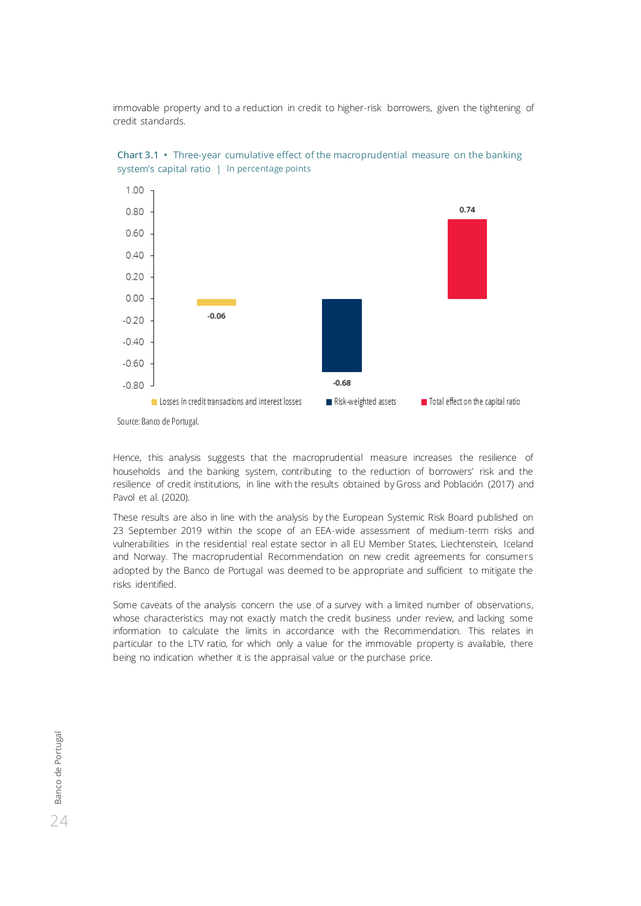immovable property and to a reduction in credit to higher-risk borrowers, given the tightening of credit standards.

**Chart 3.1** • Three-year cumulative effect of the macroprudential measure on the banking system's capital ratio | In percentage points

| | Losses in credit transactions and interest losses | Risk-weighted assets | Total effect on the capital ratio |
|---|---|---|---|
| Effect (pp) | -0.06 | -0.68 | 0.74 |

Source: Banco de Portugal.

Hence, this analysis suggests that the macroprudential measure increases the resilience of households and the banking system, contributing to the reduction of borrowers' risk and the resilience of credit institutions, in line with the results obtained by Gross and Población (2017) and Pavol et al. (2020).

These results are also in line with the analysis by the European Systemic Risk Board published on 23 September 2019 within the scope of an EEA-wide assessment of medium-term risks and vulnerabilities in the residential real estate sector in all EU Member States, Liechtenstein, Iceland and Norway. The macroprudential Recommendation on new credit agreements for consumers adopted by the Banco de Portugal was deemed to be appropriate and sufficient to mitigate the risks identified.

Some caveats of the analysis concern the use of a survey with a limited number of observations, whose characteristics may not exactly match the credit business under review, and lacking some information to calculate the limits in accordance with the Recommendation. This relates in particular to the LTV ratio, for which only a value for the immovable property is available, there being no indication whether it is the appraisal value or the purchase price.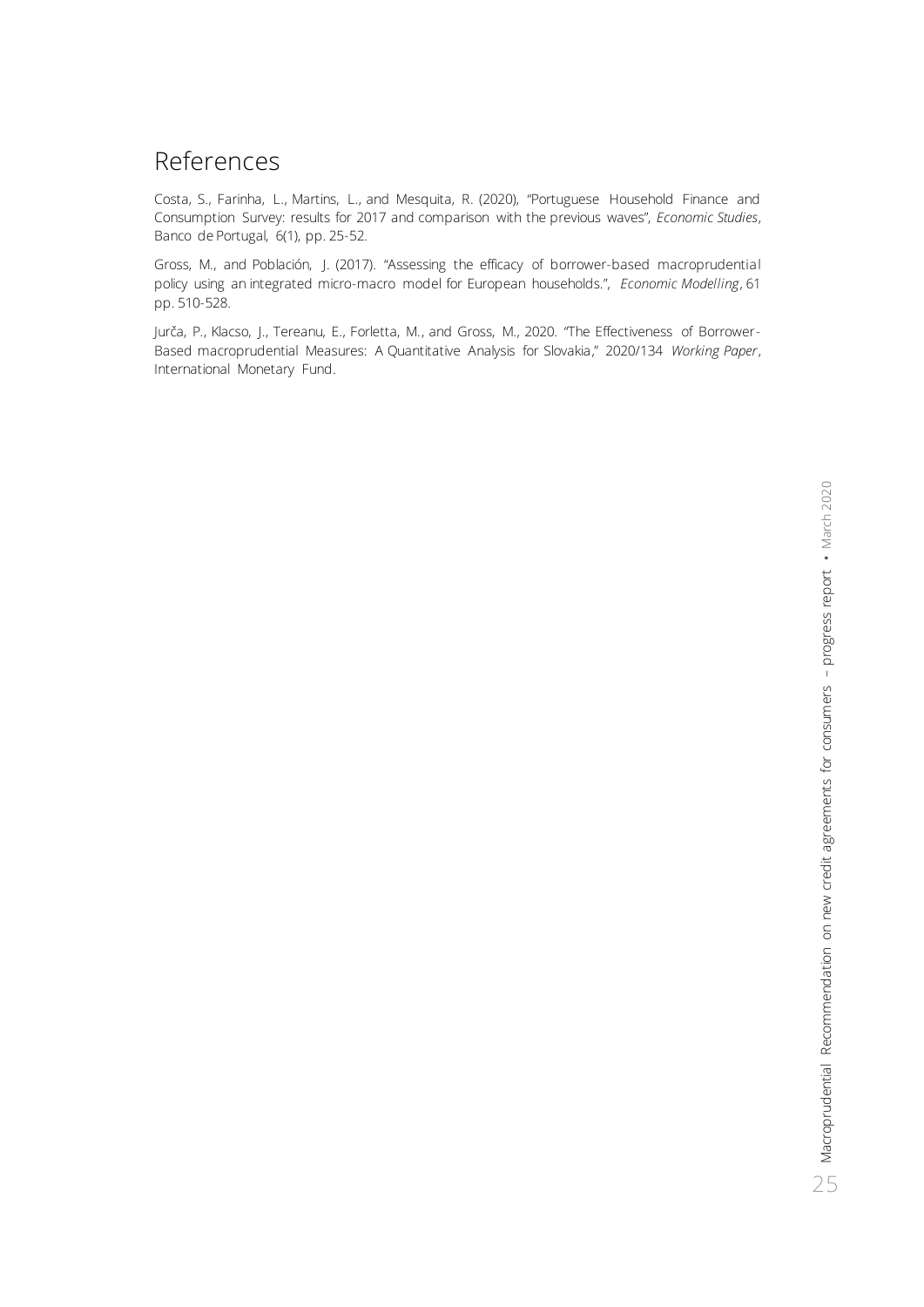# References

Costa, S., Farinha, L., Martins, L., and Mesquita, R. (2020), "Portuguese Household Finance and Consumption Survey: results for 2017 and comparison with the previous waves", *Economic Studies*, Banco de Portugal, 6(1), pp. 25-52.

Gross, M., and Población, J. (2017). "Assessing the efficacy of borrower-based macroprudential policy using an integrated micro-macro model for European households.", *Economic Modelling*, 61 pp. 510-528.

Jurča, P., Klacso, J., Tereanu, E., Forletta, M., and Gross, M., 2020. "The Effectiveness of Borrower-Based macroprudential Measures: A Quantitative Analysis for Slovakia," 2020/134 *Working Paper*, International Monetary Fund.